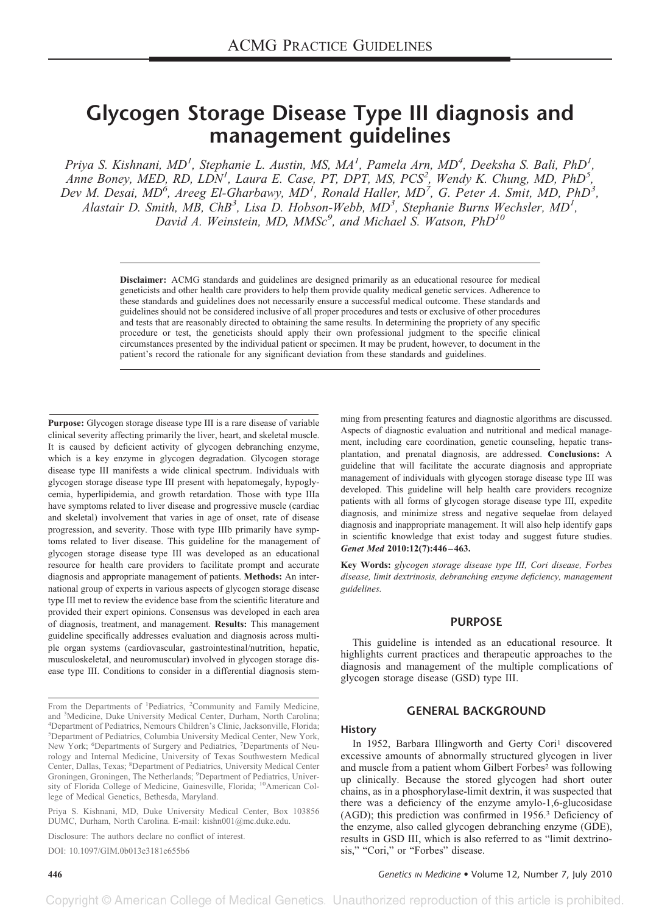# Glycogen Storage Disease Type III diagnosis and management guidelines

*Priya S. Kishnani, MD[1], Stephanie L. Austin, MS, MA[1], Pamela Arn, MD[4], Deeksha S. Bali, PhD[1], Anne Boney, MED, RD, LDN[1], Laura E. Case, PT, DPT, MS, PCS[2], Wendy K. Chung, MD, PhD[5], Dev M. Desai, MD[6], Areeg El-Gharbawy, MD[1], Ronald Haller, MD[7], G. Peter A. Smit, MD, PhD[3], Alastair D. Smith, MB, ChB[3], Lisa D. Hobson-Webb, MD[3], Stephanie Burns Wechsler, MD[1], David A. Weinstein, MD, MMSc[9], and Michael S. Watson, PhD[10]*

**Disclaimer:** ACMG standards and guidelines are designed primarily as an educational resource for medical geneticists and other health care providers to help them provide quality medical genetic services. Adherence to these standards and guidelines does not necessarily ensure a successful medical outcome. These standards and guidelines should not be considered inclusive of all proper procedures and tests or exclusive of other procedures and tests that are reasonably directed to obtaining the same results. In determining the propriety of any specific procedure or test, the geneticists should apply their own professional judgment to the specific clinical circumstances presented by the individual patient or specimen. It may be prudent, however, to document in the patient's record the rationale for any significant deviation from these standards and guidelines.

**Purpose:** Glycogen storage disease type III is a rare disease of variable clinical severity affecting primarily the liver, heart, and skeletal muscle. It is caused by deficient activity of glycogen debranching enzyme, which is a key enzyme in glycogen degradation. Glycogen storage disease type III manifests a wide clinical spectrum. Individuals with glycogen storage disease type III present with hepatomegaly, hypoglycemia, hyperlipidemia, and growth retardation. Those with type IIIa have symptoms related to liver disease and progressive muscle (cardiac and skeletal) involvement that varies in age of onset, rate of disease progression, and severity. Those with type IIIb primarily have symptoms related to liver disease. This guideline for the management of glycogen storage disease type III was developed as an educational resource for health care providers to facilitate prompt and accurate diagnosis and appropriate management of patients. **Methods:** An international group of experts in various aspects of glycogen storage disease type III met to review the evidence base from the scientific literature and provided their expert opinions. Consensus was developed in each area of diagnosis, treatment, and management. **Results:** This management guideline specifically addresses evaluation and diagnosis across multiple organ systems (cardiovascular, gastrointestinal/nutrition, hepatic, musculoskeletal, and neuromuscular) involved in glycogen storage disease type III. Conditions to consider in a differential diagnosis stemming from presenting features and diagnostic algorithms are discussed. Aspects of diagnostic evaluation and nutritional and medical management, including care coordination, genetic counseling, hepatic transplantation, and prenatal diagnosis, are addressed. **Conclusions:** A guideline that will facilitate the accurate diagnosis and appropriate management of individuals with glycogen storage disease type III was developed. This guideline will help health care providers recognize patients with all forms of glycogen storage disease type III, expedite diagnosis, and minimize stress and negative sequelae from delayed diagnosis and inappropriate management. It will also help identify gaps in scientific knowledge that exist today and suggest future studies. *Genet Med* **2010:12(7):446–463.**

**Key Words:** *glycogen storage disease type III, Cori disease, Forbes disease, limit dextrinosis, debranching enzyme deficiency, management guidelines.*

From the Departments of [1]Pediatrics, [2]Community and Family Medicine, and [3]Medicine, Duke University Medical Center, Durham, North Carolina; [4]Department of Pediatrics, Nemours Children's Clinic, Jacksonville, Florida; [5]Department of Pediatrics, Columbia University Medical Center, New York, New York; [6]Departments of Surgery and Pediatrics, [7]Departments of Neurology and Internal Medicine, University of Texas Southwestern Medical Center, Dallas, Texas; [8]Department of Pediatrics, University Medical Center Groningen, Groningen, The Netherlands; [9]Department of Pediatrics, University of Florida College of Medicine, Gainesville, Florida; [10]American College of Medical Genetics, Bethesda, Maryland.

Priya S. Kishnani, MD, Duke University Medical Center, Box 103856 DUMC, Durham, North Carolina. E-mail: kishn001@mc.duke.edu.

Disclosure: The authors declare no conflict of interest.

DOI: 10.1097/GIM.0b013e3181e655b6

## PURPOSE

This guideline is intended as an educational resource. It highlights current practices and therapeutic approaches to the diagnosis and management of the multiple complications of glycogen storage disease (GSD) type III.

## GENERAL BACKGROUND

### History

In 1952, Barbara Illingworth and Gerty Cori[1] discovered excessive amounts of abnormally structured glycogen in liver and muscle from a patient whom Gilbert Forbes[2] was following up clinically. Because the stored glycogen had short outer chains, as in a phosphorylase-limit dextrin, it was suspected that there was a deficiency of the enzyme amylo-1,6-glucosidase (AGD); this prediction was confirmed in 1956.[3] Deficiency of the enzyme, also called glycogen debranching enzyme (GDE), results in GSD III, which is also referred to as "limit dextrinosis," "Cori," or "Forbes" disease.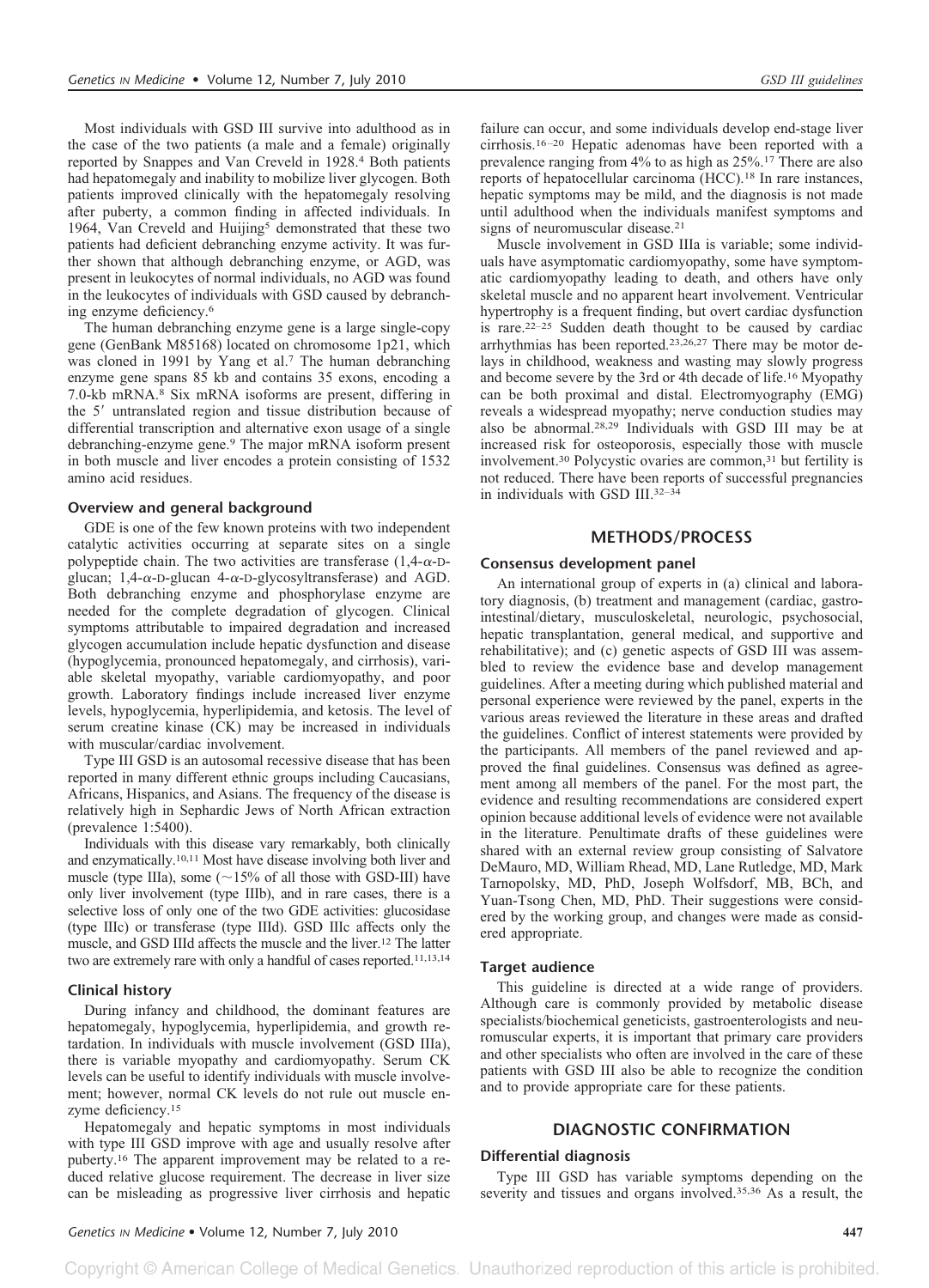Most individuals with GSD III survive into adulthood as in the case of the two patients (a male and a female) originally reported by Snappes and Van Creveld in 1928.[4] Both patients had hepatomegaly and inability to mobilize liver glycogen. Both patients improved clinically with the hepatomegaly resolving after puberty, a common finding in affected individuals. In 1964, Van Creveld and Huijing[5] demonstrated that these two patients had deficient debranching enzyme activity. It was further shown that although debranching enzyme, or AGD, was present in leukocytes of normal individuals, no AGD was found in the leukocytes of individuals with GSD caused by debranching enzyme deficiency.[6]

The human debranching enzyme gene is a large single-copy gene (GenBank M85168) located on chromosome 1p21, which was cloned in 1991 by Yang et al.[7] The human debranching enzyme gene spans 85 kb and contains 35 exons, encoding a 7.0-kb mRNA.[8] Six mRNA isoforms are present, differing in the 5′ untranslated region and tissue distribution because of differential transcription and alternative exon usage of a single debranching-enzyme gene.[9] The major mRNA isoform present in both muscle and liver encodes a protein consisting of 1532 amino acid residues.

### Overview and general background

GDE is one of the few known proteins with two independent catalytic activities occurring at separate sites on a single polypeptide chain. The two activities are transferase (1,4-α-D-glucan; 1,4-α-D-glucan 4-α-D-glycosyltransferase) and AGD. Both debranching enzyme and phosphorylase enzyme are needed for the complete degradation of glycogen. Clinical symptoms attributable to impaired degradation and increased glycogen accumulation include hepatic dysfunction and disease (hypoglycemia, pronounced hepatomegaly, and cirrhosis), variable skeletal myopathy, variable cardiomyopathy, and poor growth. Laboratory findings include increased liver enzyme levels, hypoglycemia, hyperlipidemia, and ketosis. The level of serum creatine kinase (CK) may be increased in individuals with muscular/cardiac involvement.

Type III GSD is an autosomal recessive disease that has been reported in many different ethnic groups including Caucasians, Africans, Hispanics, and Asians. The frequency of the disease is relatively high in Sephardic Jews of North African extraction (prevalence 1:5400).

Individuals with this disease vary remarkably, both clinically and enzymatically.[10,11] Most have disease involving both liver and muscle (type IIIa), some (~15% of all those with GSD-III) have only liver involvement (type IIIb), and in rare cases, there is a selective loss of only one of the two GDE activities: glucosidase (type IIIc) or transferase (type IIId). GSD IIIc affects only the muscle, and GSD IIId affects the muscle and the liver.[12] The latter two are extremely rare with only a handful of cases reported.[11,13,14]

### Clinical history

During infancy and childhood, the dominant features are hepatomegaly, hypoglycemia, hyperlipidemia, and growth retardation. In individuals with muscle involvement (GSD IIIa), there is variable myopathy and cardiomyopathy. Serum CK levels can be useful to identify individuals with muscle involvement; however, normal CK levels do not rule out muscle enzyme deficiency.[15]

Hepatomegaly and hepatic symptoms in most individuals with type III GSD improve with age and usually resolve after puberty.[16] The apparent improvement may be related to a reduced relative glucose requirement. The decrease in liver size can be misleading as progressive liver cirrhosis and hepatic failure can occur, and some individuals develop end-stage liver cirrhosis.[16–20] Hepatic adenomas have been reported with a prevalence ranging from 4% to as high as 25%.[17] There are also reports of hepatocellular carcinoma (HCC).[18] In rare instances, hepatic symptoms may be mild, and the diagnosis is not made until adulthood when the individuals manifest symptoms and signs of neuromuscular disease.[21]

Muscle involvement in GSD IIIa is variable; some individuals have asymptomatic cardiomyopathy, some have symptomatic cardiomyopathy leading to death, and others have only skeletal muscle and no apparent heart involvement. Ventricular hypertrophy is a frequent finding, but overt cardiac dysfunction is rare.[22–25] Sudden death thought to be caused by cardiac arrhythmias has been reported.[23,26,27] There may be motor delays in childhood, weakness and wasting may slowly progress and become severe by the 3rd or 4th decade of life.[16] Myopathy can be both proximal and distal. Electromyography (EMG) reveals a widespread myopathy; nerve conduction studies may also be abnormal.[28,29] Individuals with GSD III may be at increased risk for osteoporosis, especially those with muscle involvement.[30] Polycystic ovaries are common,[31] but fertility is not reduced. There have been reports of successful pregnancies in individuals with GSD III.[32–34]

## METHODS/PROCESS

### Consensus development panel

An international group of experts in (a) clinical and laboratory diagnosis, (b) treatment and management (cardiac, gastrointestinal/dietary, musculoskeletal, neurologic, psychosocial, hepatic transplantation, general medical, and supportive and rehabilitative); and (c) genetic aspects of GSD III was assembled to review the evidence base and develop management guidelines. After a meeting during which published material and personal experience were reviewed by the panel, experts in the various areas reviewed the literature in these areas and drafted the guidelines. Conflict of interest statements were provided by the participants. All members of the panel reviewed and approved the final guidelines. Consensus was defined as agreement among all members of the panel. For the most part, the evidence and resulting recommendations are considered expert opinion because additional levels of evidence were not available in the literature. Penultimate drafts of these guidelines were shared with an external review group consisting of Salvatore DeMauro, MD, William Rhead, MD, Lane Rutledge, MD, Mark Tarnopolsky, MD, PhD, Joseph Wolfsdorf, MB, BCh, and Yuan-Tsong Chen, MD, PhD. Their suggestions were considered by the working group, and changes were made as considered appropriate.

### Target audience

This guideline is directed at a wide range of providers. Although care is commonly provided by metabolic disease specialists/biochemical geneticists, gastroenterologists and neuromuscular experts, it is important that primary care providers and other specialists who often are involved in the care of these patients with GSD III also be able to recognize the condition and to provide appropriate care for these patients.

## DIAGNOSTIC CONFIRMATION

### Differential diagnosis

Type III GSD has variable symptoms depending on the severity and tissues and organs involved.[35,36] As a result, the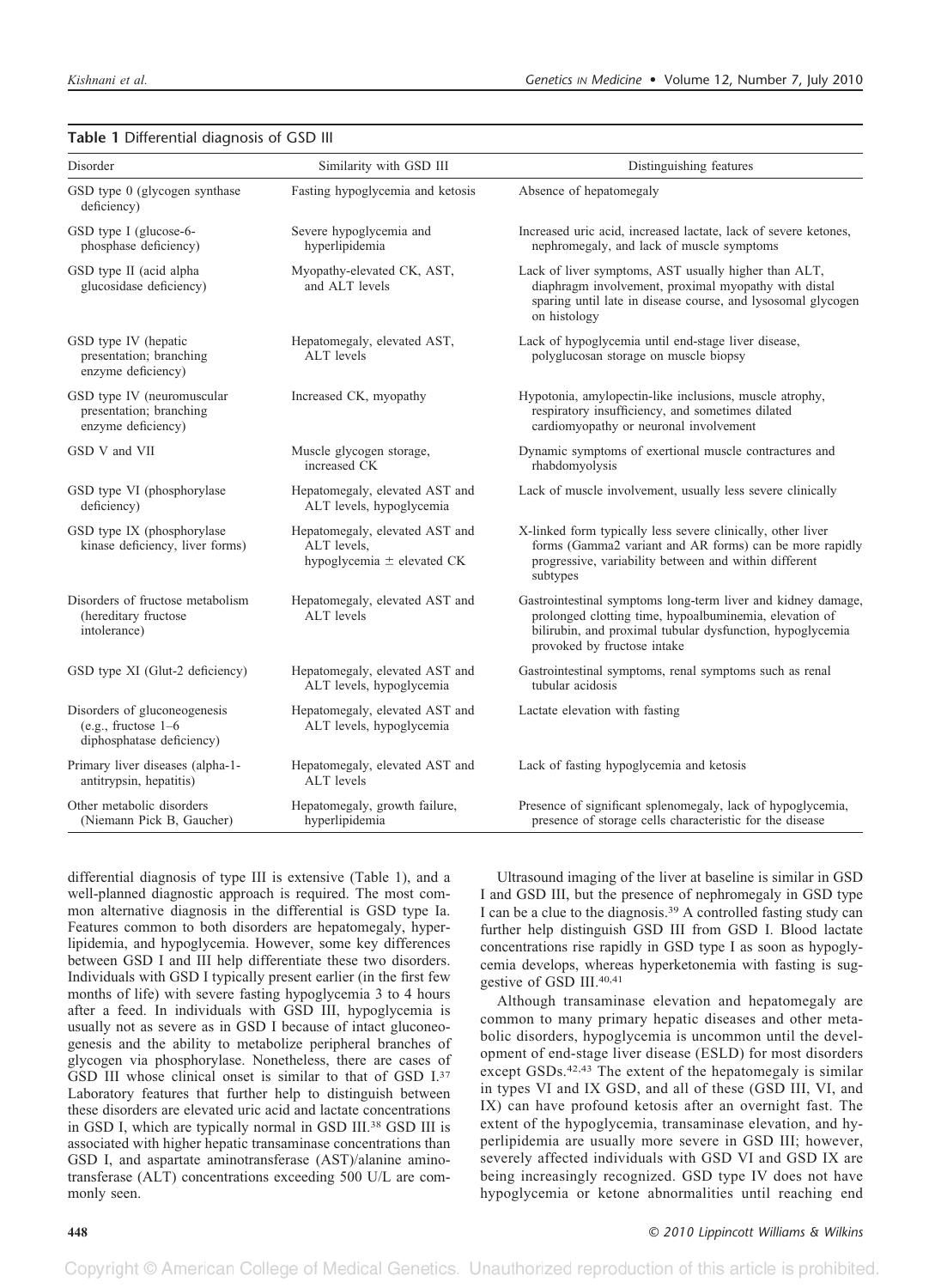**Table 1** Differential diagnosis of GSD III

| Disorder | Similarity with GSD III | Distinguishing features |
|---|---|---|
| GSD type 0 (glycogen synthase deficiency) | Fasting hypoglycemia and ketosis | Absence of hepatomegaly |
| GSD type I (glucose-6-phosphase deficiency) | Severe hypoglycemia and hyperlipidemia | Increased uric acid, increased lactate, lack of severe ketones, nephromegaly, and lack of muscle symptoms |
| GSD type II (acid alpha glucosidase deficiency) | Myopathy-elevated CK, AST, and ALT levels | Lack of liver symptoms, AST usually higher than ALT, diaphragm involvement, proximal myopathy with distal sparing until late in disease course, and lysosomal glycogen on histology |
| GSD type IV (hepatic presentation; branching enzyme deficiency) | Hepatomegaly, elevated AST, ALT levels | Lack of hypoglycemia until end-stage liver disease, polyglucosan storage on muscle biopsy |
| GSD type IV (neuromuscular presentation; branching enzyme deficiency) | Increased CK, myopathy | Hypotonia, amylopectin-like inclusions, muscle atrophy, respiratory insufficiency, and sometimes dilated cardiomyopathy or neuronal involvement |
| GSD V and VII | Muscle glycogen storage, increased CK | Dynamic symptoms of exertional muscle contractures and rhabdomyolysis |
| GSD type VI (phosphorylase deficiency) | Hepatomegaly, elevated AST and ALT levels, hypoglycemia | Lack of muscle involvement, usually less severe clinically |
| GSD type IX (phosphorylase kinase deficiency, liver forms) | Hepatomegaly, elevated AST and ALT levels, hypoglycemia ± elevated CK | X-linked form typically less severe clinically, other liver forms (Gamma2 variant and AR forms) can be more rapidly progressive, variability between and within different subtypes |
| Disorders of fructose metabolism (hereditary fructose intolerance) | Hepatomegaly, elevated AST and ALT levels | Gastrointestinal symptoms long-term liver and kidney damage, prolonged clotting time, hypoalbuminemia, elevation of bilirubin, and proximal tubular dysfunction, hypoglycemia provoked by fructose intake |
| GSD type XI (Glut-2 deficiency) | Hepatomegaly, elevated AST and ALT levels, hypoglycemia | Gastrointestinal symptoms, renal symptoms such as renal tubular acidosis |
| Disorders of gluconeogenesis (e.g., fructose 1–6 diphosphatase deficiency) | Hepatomegaly, elevated AST and ALT levels, hypoglycemia | Lactate elevation with fasting |
| Primary liver diseases (alpha-1-antitrypsin, hepatitis) | Hepatomegaly, elevated AST and ALT levels | Lack of fasting hypoglycemia and ketosis |
| Other metabolic disorders (Niemann Pick B, Gaucher) | Hepatomegaly, growth failure, hyperlipidemia | Presence of significant splenomegaly, lack of hypoglycemia, presence of storage cells characteristic for the disease |

differential diagnosis of type III is extensive (Table 1), and a well-planned diagnostic approach is required. The most common alternative diagnosis in the differential is GSD type Ia. Features common to both disorders are hepatomegaly, hyperlipidemia, and hypoglycemia. However, some key differences between GSD I and III help differentiate these two disorders. Individuals with GSD I typically present earlier (in the first few months of life) with severe fasting hypoglycemia 3 to 4 hours after a feed. In individuals with GSD III, hypoglycemia is usually not as severe as in GSD I because of intact gluconeogenesis and the ability to metabolize peripheral branches of glycogen via phosphorylase. Nonetheless, there are cases of GSD III whose clinical onset is similar to that of GSD I.[37] Laboratory features that further help to distinguish between these disorders are elevated uric acid and lactate concentrations in GSD I, which are typically normal in GSD III.[38] GSD III is associated with higher hepatic transaminase concentrations than GSD I, and aspartate aminotransferase (AST)/alanine aminotransferase (ALT) concentrations exceeding 500 U/L are commonly seen.

Ultrasound imaging of the liver at baseline is similar in GSD I and GSD III, but the presence of nephromegaly in GSD type I can be a clue to the diagnosis.[39] A controlled fasting study can further help distinguish GSD III from GSD I. Blood lactate concentrations rise rapidly in GSD type I as soon as hypoglycemia develops, whereas hyperketonemia with fasting is suggestive of GSD III.[40,41]

Although transaminase elevation and hepatomegaly are common to many primary hepatic diseases and other metabolic disorders, hypoglycemia is uncommon until the development of end-stage liver disease (ESLD) for most disorders except GSDs.[42,43] The extent of the hepatomegaly is similar in types VI and IX GSD, and all of these (GSD III, VI, and IX) can have profound ketosis after an overnight fast. The extent of the hypoglycemia, transaminase elevation, and hyperlipidemia are usually more severe in GSD III; however, severely affected individuals with GSD VI and GSD IX are being increasingly recognized. GSD type IV does not have hypoglycemia or ketone abnormalities until reaching end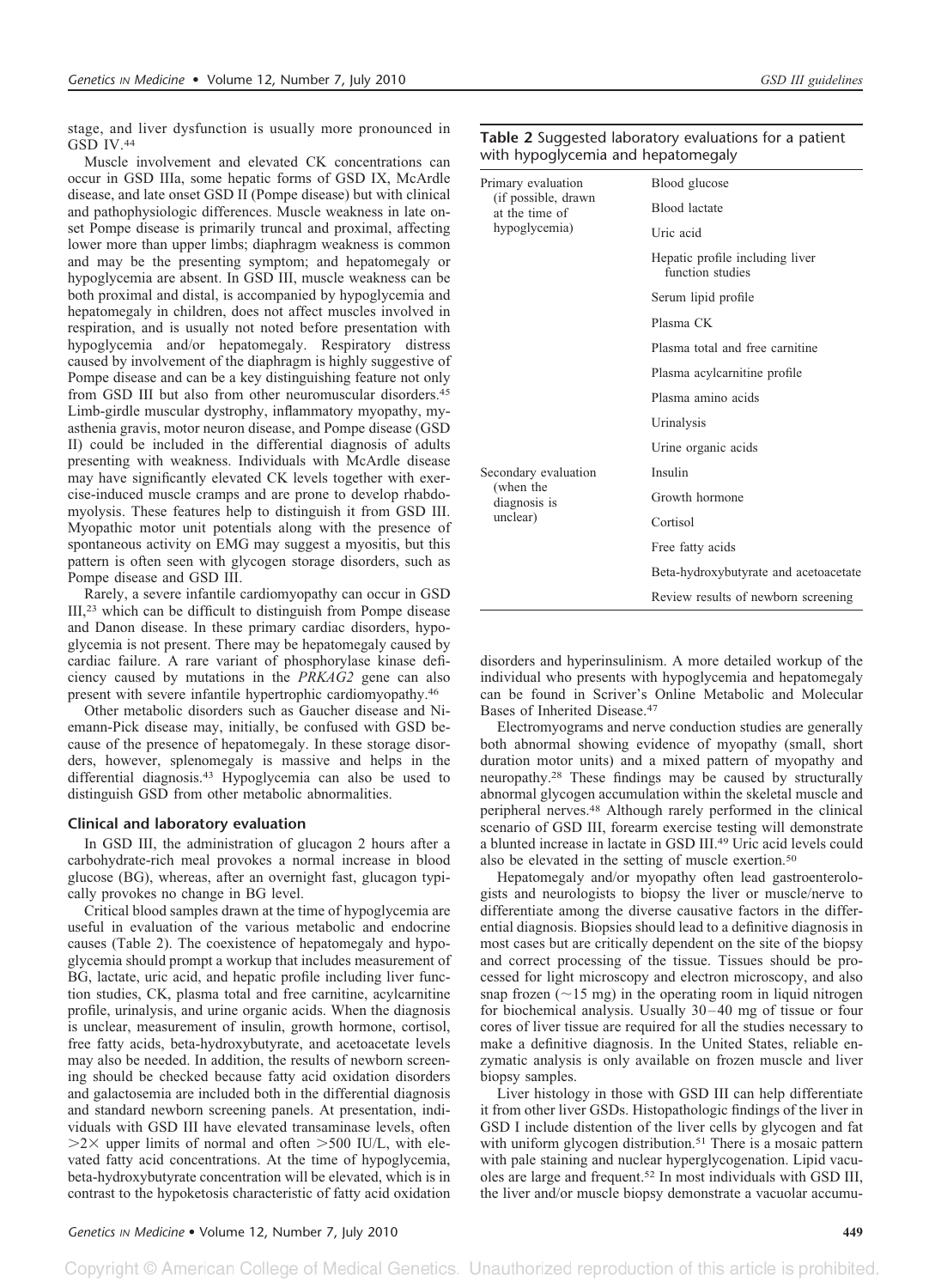stage, and liver dysfunction is usually more pronounced in GSD IV.[44]

Muscle involvement and elevated CK concentrations can occur in GSD IIIa, some hepatic forms of GSD IX, McArdle disease, and late onset GSD II (Pompe disease) but with clinical and pathophysiologic differences. Muscle weakness in late onset Pompe disease is primarily truncal and proximal, affecting lower more than upper limbs; diaphragm weakness is common and may be the presenting symptom; and hepatomegaly or hypoglycemia are absent. In GSD III, muscle weakness can be both proximal and distal, is accompanied by hypoglycemia and hepatomegaly in children, does not affect muscles involved in respiration, and is usually not noted before presentation with hypoglycemia and/or hepatomegaly. Respiratory distress caused by involvement of the diaphragm is highly suggestive of Pompe disease and can be a key distinguishing feature not only from GSD III but also from other neuromuscular disorders.[45] Limb-girdle muscular dystrophy, inflammatory myopathy, myasthenia gravis, motor neuron disease, and Pompe disease (GSD II) could be included in the differential diagnosis of adults presenting with weakness. Individuals with McArdle disease may have significantly elevated CK levels together with exercise-induced muscle cramps and are prone to develop rhabdomyolysis. These features help to distinguish it from GSD III. Myopathic motor unit potentials along with the presence of spontaneous activity on EMG may suggest a myositis, but this pattern is often seen with glycogen storage disorders, such as Pompe disease and GSD III.

Rarely, a severe infantile cardiomyopathy can occur in GSD III,[23] which can be difficult to distinguish from Pompe disease and Danon disease. In these primary cardiac disorders, hypoglycemia is not present. There may be hepatomegaly caused by cardiac failure. A rare variant of phosphorylase kinase deficiency caused by mutations in the *PRKAG2* gene can also present with severe infantile hypertrophic cardiomyopathy.[46]

Other metabolic disorders such as Gaucher disease and Niemann-Pick disease may, initially, be confused with GSD because of the presence of hepatomegaly. In these storage disorders, however, splenomegaly is massive and helps in the differential diagnosis.[43] Hypoglycemia can also be used to distinguish GSD from other metabolic abnormalities.

## Clinical and laboratory evaluation

In GSD III, the administration of glucagon 2 hours after a carbohydrate-rich meal provokes a normal increase in blood glucose (BG), whereas, after an overnight fast, glucagon typically provokes no change in BG level.

Critical blood samples drawn at the time of hypoglycemia are useful in evaluation of the various metabolic and endocrine causes (Table 2). The coexistence of hepatomegaly and hypoglycemia should prompt a workup that includes measurement of BG, lactate, uric acid, and hepatic profile including liver function studies, CK, plasma total and free carnitine, acylcarnitine profile, urinalysis, and urine organic acids. When the diagnosis is unclear, measurement of insulin, growth hormone, cortisol, free fatty acids, beta-hydroxybutyrate, and acetoacetate levels may also be needed. In addition, the results of newborn screening should be checked because fatty acid oxidation disorders and galactosemia are included both in the differential diagnosis and standard newborn screening panels. At presentation, individuals with GSD III have elevated transaminase levels, often $>2\times$ upper limits of normal and often $>500$ IU/L, with elevated fatty acid concentrations. At the time of hypoglycemia, beta-hydroxybutyrate concentration will be elevated, which is in contrast to the hypoketosis characteristic of fatty acid oxidation disorders and hyperinsulinism. A more detailed workup of the individual who presents with hypoglycemia and hepatomegaly can be found in Scriver's Online Metabolic and Molecular Bases of Inherited Disease.[47]

**Table 2** Suggested laboratory evaluations for a patient with hypoglycemia and hepatomegaly

| | |
|---|---|
| Primary evaluation (if possible, drawn at the time of hypoglycemia) | Blood glucose |
| | Blood lactate |
| | Uric acid |
| | Hepatic profile including liver function studies |
| | Serum lipid profile |
| | Plasma CK |
| | Plasma total and free carnitine |
| | Plasma acylcarnitine profile |
| | Plasma amino acids |
| | Urinalysis |
| | Urine organic acids |
| Secondary evaluation (when the diagnosis is unclear) | Insulin |
| | Growth hormone |
| | Cortisol |
| | Free fatty acids |
| | Beta-hydroxybutyrate and acetoacetate |
| | Review results of newborn screening |

Electromyograms and nerve conduction studies are generally both abnormal showing evidence of myopathy (small, short duration motor units) and a mixed pattern of myopathy and neuropathy.[28] These findings may be caused by structurally abnormal glycogen accumulation within the skeletal muscle and peripheral nerves.[48] Although rarely performed in the clinical scenario of GSD III, forearm exercise testing will demonstrate a blunted increase in lactate in GSD III.[49] Uric acid levels could also be elevated in the setting of muscle exertion.[50]

Hepatomegaly and/or myopathy often lead gastroenterologists and neurologists to biopsy the liver or muscle/nerve to differentiate among the diverse causative factors in the differential diagnosis. Biopsies should lead to a definitive diagnosis in most cases but are critically dependent on the site of the biopsy and correct processing of the tissue. Tissues should be processed for light microscopy and electron microscopy, and also snap frozen (~15 mg) in the operating room in liquid nitrogen for biochemical analysis. Usually 30–40 mg of tissue or four cores of liver tissue are required for all the studies necessary to make a definitive diagnosis. In the United States, reliable enzymatic analysis is only available on frozen muscle and liver biopsy samples.

Liver histology in those with GSD III can help differentiate it from other liver GSDs. Histopathologic findings of the liver in GSD I include distention of the liver cells by glycogen and fat with uniform glycogen distribution.[51] There is a mosaic pattern with pale staining and nuclear hyperglycogenation. Lipid vacuoles are large and frequent.[52] In most individuals with GSD III, the liver and/or muscle biopsy demonstrate a vacuolar accumu-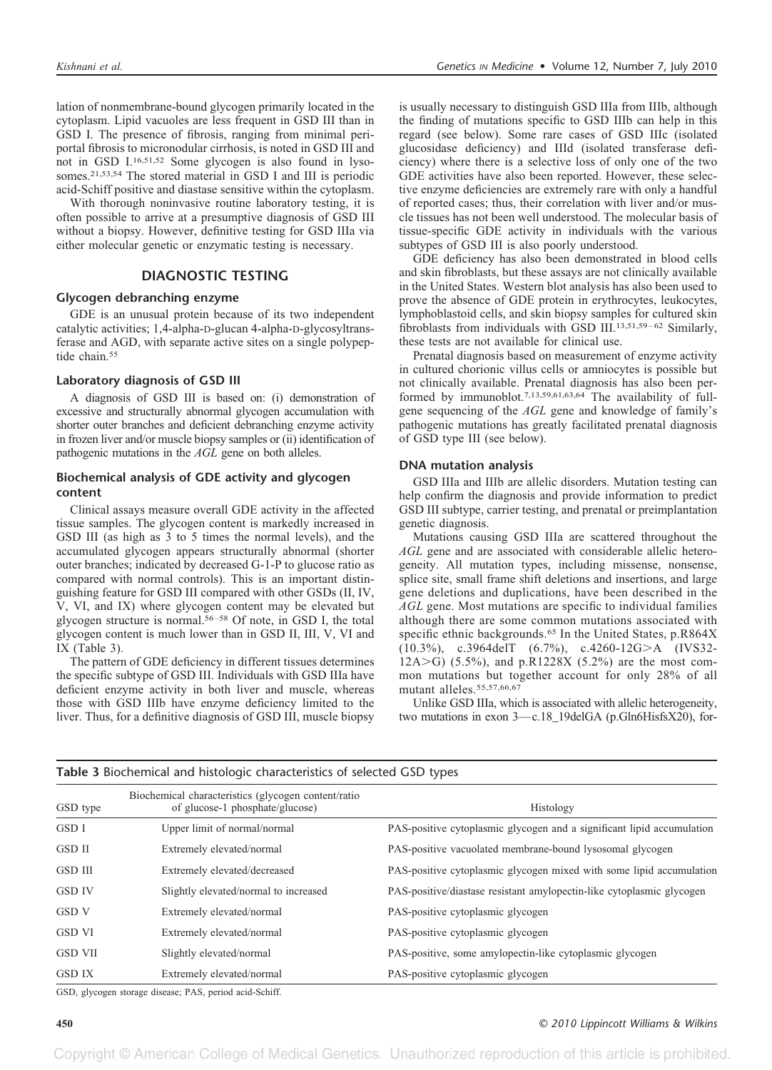lation of nonmembrane-bound glycogen primarily located in the cytoplasm. Lipid vacuoles are less frequent in GSD III than in GSD I. The presence of fibrosis, ranging from minimal periportal fibrosis to micronodular cirrhosis, is noted in GSD III and not in GSD I.[16,51,52] Some glycogen is also found in lysosomes.[21,53,54] The stored material in GSD I and III is periodic acid-Schiff positive and diastase sensitive within the cytoplasm.

With thorough noninvasive routine laboratory testing, it is often possible to arrive at a presumptive diagnosis of GSD III without a biopsy. However, definitive testing for GSD IIIa via either molecular genetic or enzymatic testing is necessary.

## DIAGNOSTIC TESTING

### Glycogen debranching enzyme

GDE is an unusual protein because of its two independent catalytic activities; 1,4-alpha-D-glucan 4-alpha-D-glycosyltransferase and AGD, with separate active sites on a single polypeptide chain.[55]

### Laboratory diagnosis of GSD III

A diagnosis of GSD III is based on: (i) demonstration of excessive and structurally abnormal glycogen accumulation with shorter outer branches and deficient debranching enzyme activity in frozen liver and/or muscle biopsy samples or (ii) identification of pathogenic mutations in the *AGL* gene on both alleles.

### Biochemical analysis of GDE activity and glycogen content

Clinical assays measure overall GDE activity in the affected tissue samples. The glycogen content is markedly increased in GSD III (as high as 3 to 5 times the normal levels), and the accumulated glycogen appears structurally abnormal (shorter outer branches; indicated by decreased G-1-P to glucose ratio as compared with normal controls). This is an important distinguishing feature for GSD III compared with other GSDs (II, IV, V, VI, and IX) where glycogen content may be elevated but glycogen structure is normal.[56–58] Of note, in GSD I, the total glycogen content is much lower than in GSD II, III, V, VI and IX (Table 3).

The pattern of GDE deficiency in different tissues determines the specific subtype of GSD III. Individuals with GSD IIIa have deficient enzyme activity in both liver and muscle, whereas those with GSD IIIb have enzyme deficiency limited to the liver. Thus, for a definitive diagnosis of GSD III, muscle biopsy is usually necessary to distinguish GSD IIIa from IIIb, although the finding of mutations specific to GSD IIIb can help in this regard (see below). Some rare cases of GSD IIIc (isolated glucosidase deficiency) and IIId (isolated transferase deficiency) where there is a selective loss of only one of the two GDE activities have also been reported. However, these selective enzyme deficiencies are extremely rare with only a handful of reported cases; thus, their correlation with liver and/or muscle tissues has not been well understood. The molecular basis of tissue-specific GDE activity in individuals with the various subtypes of GSD III is also poorly understood.

GDE deficiency has also been demonstrated in blood cells and skin fibroblasts, but these assays are not clinically available in the United States. Western blot analysis has also been used to prove the absence of GDE protein in erythrocytes, leukocytes, lymphoblastoid cells, and skin biopsy samples for cultured skin fibroblasts from individuals with GSD III.[13,51,59–62] Similarly, these tests are not available for clinical use.

Prenatal diagnosis based on measurement of enzyme activity in cultured chorionic villus cells or amniocytes is possible but not clinically available. Prenatal diagnosis has also been performed by immunoblot.[7,13,59,61,63,64] The availability of full-gene sequencing of the *AGL* gene and knowledge of family's pathogenic mutations has greatly facilitated prenatal diagnosis of GSD type III (see below).

### DNA mutation analysis

GSD IIIa and IIIb are allelic disorders. Mutation testing can help confirm the diagnosis and provide information to predict GSD III subtype, carrier testing, and prenatal or preimplantation genetic diagnosis.

Mutations causing GSD IIIa are scattered throughout the *AGL* gene and are associated with considerable allelic heterogeneity. All mutation types, including missense, nonsense, splice site, small frame shift deletions and insertions, and large gene deletions and duplications, have been described in the *AGL* gene. Most mutations are specific to individual families although there are some common mutations associated with specific ethnic backgrounds.[65] In the United States, p.R864X (10.3%), c.3964delT (6.7%), c.4260-12G>A (IVS32-12A>G) (5.5%), and p.R1228X (5.2%) are the most common mutations but together account for only 28% of all mutant alleles.[55,57,66,67]

Unlike GSD IIIa, which is associated with allelic heterogeneity, two mutations in exon 3—c.18_19delGA (p.Gln6HisfsX20), for-

**Table 3** Biochemical and histologic characteristics of selected GSD types

| GSD type | Biochemical characteristics (glycogen content/ratio of glucose-1 phosphate/glucose) | Histology |
|---|---|---|
| GSD I | Upper limit of normal/normal | PAS-positive cytoplasmic glycogen and a significant lipid accumulation |
| GSD II | Extremely elevated/normal | PAS-positive vacuolated membrane-bound lysosomal glycogen |
| GSD III | Extremely elevated/decreased | PAS-positive cytoplasmic glycogen mixed with some lipid accumulation |
| GSD IV | Slightly elevated/normal to increased | PAS-positive/diastase resistant amylopectin-like cytoplasmic glycogen |
| GSD V | Extremely elevated/normal | PAS-positive cytoplasmic glycogen |
| GSD VI | Extremely elevated/normal | PAS-positive cytoplasmic glycogen |
| GSD VII | Slightly elevated/normal | PAS-positive, some amylopectin-like cytoplasmic glycogen |
| GSD IX | Extremely elevated/normal | PAS-positive cytoplasmic glycogen |

GSD, glycogen storage disease; PAS, period acid-Schiff.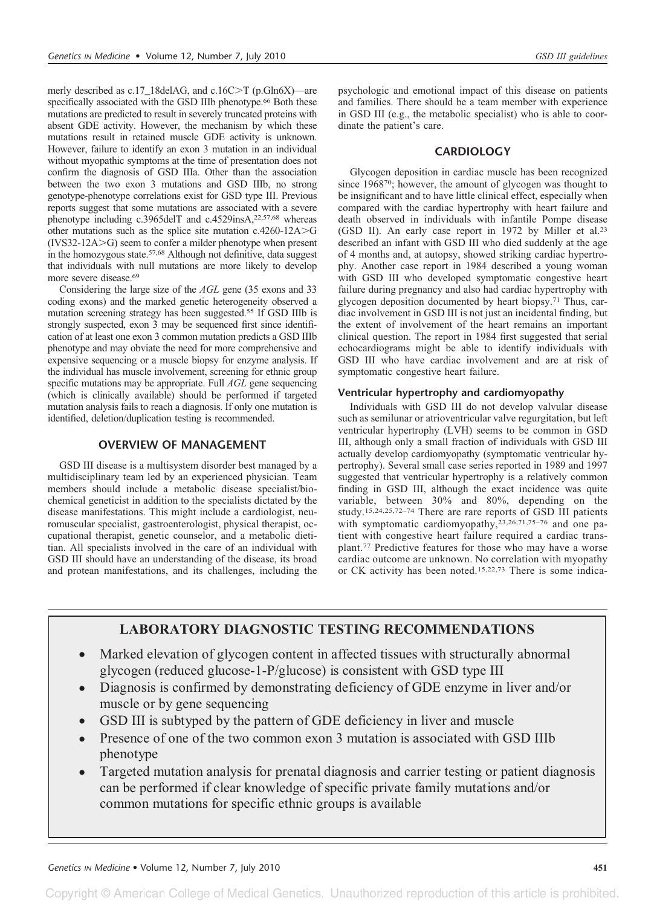merly described as c.17_18delAG, and c.16C>T (p.Gln6X)—are specifically associated with the GSD IIIb phenotype.[66] Both these mutations are predicted to result in severely truncated proteins with absent GDE activity. However, the mechanism by which these mutations result in retained muscle GDE activity is unknown. However, failure to identify an exon 3 mutation in an individual without myopathic symptoms at the time of presentation does not confirm the diagnosis of GSD IIIa. Other than the association between the two exon 3 mutations and GSD IIIb, no strong genotype-phenotype correlations exist for GSD type III. Previous reports suggest that some mutations are associated with a severe phenotype including c.3965delT and c.4529insA,[22,57,68] whereas other mutations such as the splice site mutation c.4260-12A>G (IVS32-12A>G) seem to confer a milder phenotype when present in the homozygous state.[57,68] Although not definitive, data suggest that individuals with null mutations are more likely to develop more severe disease.[69]

Considering the large size of the *AGL* gene (35 exons and 33 coding exons) and the marked genetic heterogeneity observed a mutation screening strategy has been suggested.[55] If GSD IIIb is strongly suspected, exon 3 may be sequenced first since identification of at least one exon 3 common mutation predicts a GSD IIIb phenotype and may obviate the need for more comprehensive and expensive sequencing or a muscle biopsy for enzyme analysis. If the individual has muscle involvement, screening for ethnic group specific mutations may be appropriate. Full *AGL* gene sequencing (which is clinically available) should be performed if targeted mutation analysis fails to reach a diagnosis. If only one mutation is identified, deletion/duplication testing is recommended.

## OVERVIEW OF MANAGEMENT

GSD III disease is a multisystem disorder best managed by a multidisciplinary team led by an experienced physician. Team members should include a metabolic disease specialist/biochemical geneticist in addition to the specialists dictated by the disease manifestations. This might include a cardiologist, neuromuscular specialist, gastroenterologist, physical therapist, occupational therapist, genetic counselor, and a metabolic dietitian. All specialists involved in the care of an individual with GSD III should have an understanding of the disease, its broad and protean manifestations, and its challenges, including the psychologic and emotional impact of this disease on patients and families. There should be a team member with experience in GSD III (e.g., the metabolic specialist) who is able to coordinate the patient's care.

## CARDIOLOGY

Glycogen deposition in cardiac muscle has been recognized since 1968[70]; however, the amount of glycogen was thought to be insignificant and to have little clinical effect, especially when compared with the cardiac hypertrophy with heart failure and death observed in individuals with infantile Pompe disease (GSD II). An early case report in 1972 by Miller et al.[23] described an infant with GSD III who died suddenly at the age of 4 months and, at autopsy, showed striking cardiac hypertrophy. Another case report in 1984 described a young woman with GSD III who developed symptomatic congestive heart failure during pregnancy and also had cardiac hypertrophy with glycogen deposition documented by heart biopsy.[71] Thus, cardiac involvement in GSD III is not just an incidental finding, but the extent of involvement of the heart remains an important clinical question. The report in 1984 first suggested that serial echocardiograms might be able to identify individuals with GSD III who have cardiac involvement and are at risk of symptomatic congestive heart failure.

### Ventricular hypertrophy and cardiomyopathy

Individuals with GSD III do not develop valvular disease such as semilunar or atrioventricular valve regurgitation, but left ventricular hypertrophy (LVH) seems to be common in GSD III, although only a small fraction of individuals with GSD III actually develop cardiomyopathy (symptomatic ventricular hypertrophy). Several small case series reported in 1989 and 1997 suggested that ventricular hypertrophy is a relatively common finding in GSD III, although the exact incidence was quite variable, between 30% and 80%, depending on the study.[15,24,25,72–74] There are rare reports of GSD III patients with symptomatic cardiomyopathy,[23,26,71,75–76] and one patient with congestive heart failure required a cardiac transplant.[77] Predictive features for those who may have a worse cardiac outcome are unknown. No correlation with myopathy or CK activity has been noted.[15,22,73] There is some indica-

## LABORATORY DIAGNOSTIC TESTING RECOMMENDATIONS

- Marked elevation of glycogen content in affected tissues with structurally abnormal glycogen (reduced glucose-1-P/glucose) is consistent with GSD type III
- Diagnosis is confirmed by demonstrating deficiency of GDE enzyme in liver and/or muscle or by gene sequencing
- GSD III is subtyped by the pattern of GDE deficiency in liver and muscle
- Presence of one of the two common exon 3 mutation is associated with GSD IIIb phenotype
- Targeted mutation analysis for prenatal diagnosis and carrier testing or patient diagnosis can be performed if clear knowledge of specific private family mutations and/or common mutations for specific ethnic groups is available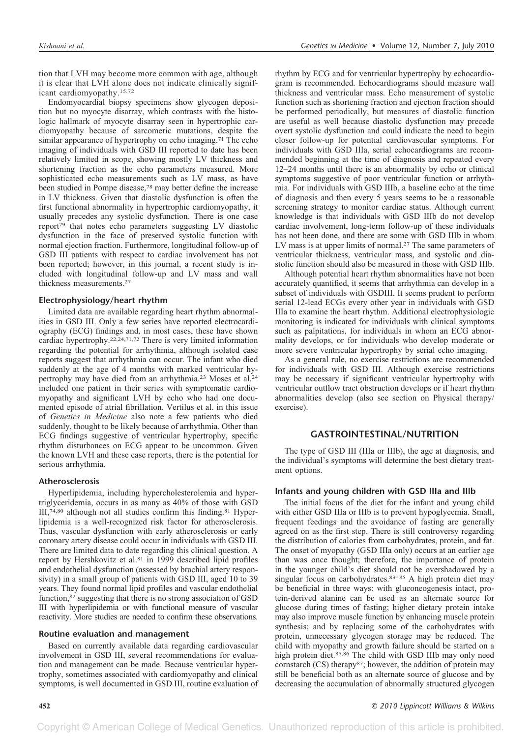tion that LVH may become more common with age, although it is clear that LVH alone does not indicate clinically significant cardiomyopathy.[15,72]

Endomyocardial biopsy specimens show glycogen deposition but no myocyte disarray, which contrasts with the histologic hallmark of myocyte disarray seen in hypertrophic cardiomyopathy because of sarcomeric mutations, despite the similar appearance of hypertrophy on echo imaging.[71] The echo imaging of individuals with GSD III reported to date has been relatively limited in scope, showing mostly LV thickness and shortening fraction as the echo parameters measured. More sophisticated echo measurements such as LV mass, as have been studied in Pompe disease,[78] may better define the increase in LV thickness. Given that diastolic dysfunction is often the first functional abnormality in hypertrophic cardiomyopathy, it usually precedes any systolic dysfunction. There is one case report[79] that notes echo parameters suggesting LV diastolic dysfunction in the face of preserved systolic function with normal ejection fraction. Furthermore, longitudinal follow-up of GSD III patients with respect to cardiac involvement has not been reported; however, in this journal, a recent study is included with longitudinal follow-up and LV mass and wall thickness measurements.[27]

### Electrophysiology/heart rhythm

Limited data are available regarding heart rhythm abnormalities in GSD III. Only a few series have reported electrocardiography (ECG) findings and, in most cases, these have shown cardiac hypertrophy.[22,24,71,72] There is very limited information regarding the potential for arrhythmia, although isolated case reports suggest that arrhythmia can occur. The infant who died suddenly at the age of 4 months with marked ventricular hypertrophy may have died from an arrhythmia.[23] Moses et al.[24] included one patient in their series with symptomatic cardiomyopathy and significant LVH by echo who had one documented episode of atrial fibrillation. Vertilus et al. in this issue of *Genetics in Medicine* also note a few patients who died suddenly, thought to be likely because of arrhythmia. Other than ECG findings suggestive of ventricular hypertrophy, specific rhythm disturbances on ECG appear to be uncommon. Given the known LVH and these case reports, there is the potential for serious arrhythmia.

### Atherosclerosis

Hyperlipidemia, including hypercholesterolemia and hypertriglyceridemia, occurs in as many as 40% of those with GSD III,[74,80] although not all studies confirm this finding.[81] Hyperlipidemia is a well-recognized risk factor for atherosclerosis. Thus, vascular dysfunction with early atherosclerosis or early coronary artery disease could occur in individuals with GSD III. There are limited data to date regarding this clinical question. A report by Hershkovitz et al.[81] in 1999 described lipid profiles and endothelial dysfunction (assessed by brachial artery responsivity) in a small group of patients with GSD III, aged 10 to 39 years. They found normal lipid profiles and vascular endothelial function,[82] suggesting that there is no strong association of GSD III with hyperlipidemia or with functional measure of vascular reactivity. More studies are needed to confirm these observations.

### Routine evaluation and management

Based on currently available data regarding cardiovascular involvement in GSD III, several recommendations for evaluation and management can be made. Because ventricular hypertrophy, sometimes associated with cardiomyopathy and clinical symptoms, is well documented in GSD III, routine evaluation of rhythm by ECG and for ventricular hypertrophy by echocardiogram is recommended. Echocardiograms should measure wall thickness and ventricular mass. Echo measurement of systolic function such as shortening fraction and ejection fraction should be performed periodically, but measures of diastolic function are useful as well because diastolic dysfunction may precede overt systolic dysfunction and could indicate the need to begin closer follow-up for potential cardiovascular symptoms. For individuals with GSD IIIa, serial echocardiograms are recommended beginning at the time of diagnosis and repeated every 12–24 months until there is an abnormality by echo or clinical symptoms suggestive of poor ventricular function or arrhythmia. For individuals with GSD IIIb, a baseline echo at the time of diagnosis and then every 5 years seems to be a reasonable screening strategy to monitor cardiac status. Although current knowledge is that individuals with GSD IIIb do not develop cardiac involvement, long-term follow-up of these individuals has not been done, and there are some with GSD IIIb in whom LV mass is at upper limits of normal.[27] The same parameters of ventricular thickness, ventricular mass, and systolic and diastolic function should also be measured in those with GSD IIIb.

Although potential heart rhythm abnormalities have not been accurately quantified, it seems that arrhythmia can develop in a subset of individuals with GSDIII. It seems prudent to perform serial 12-lead ECGs every other year in individuals with GSD IIIa to examine the heart rhythm. Additional electrophysiologic monitoring is indicated for individuals with clinical symptoms such as palpitations, for individuals in whom an ECG abnormality develops, or for individuals who develop moderate or more severe ventricular hypertrophy by serial echo imaging.

As a general rule, no exercise restrictions are recommended for individuals with GSD III. Although exercise restrictions may be necessary if significant ventricular hypertrophy with ventricular outflow tract obstruction develops or if heart rhythm abnormalities develop (also see section on Physical therapy/exercise).

## GASTROINTESTINAL/NUTRITION

The type of GSD III (IIIa or IIIb), the age at diagnosis, and the individual's symptoms will determine the best dietary treatment options.

### Infants and young children with GSD IIIa and IIIb

The initial focus of the diet for the infant and young child with either GSD IIIa or IIIb is to prevent hypoglycemia. Small, frequent feedings and the avoidance of fasting are generally agreed on as the first step. There is still controversy regarding the distribution of calories from carbohydrates, protein, and fat. The onset of myopathy (GSD IIIa only) occurs at an earlier age than was once thought; therefore, the importance of protein in the younger child's diet should not be overshadowed by a singular focus on carbohydrates.[83–85] A high protein diet may be beneficial in three ways: with gluconeogenesis intact, protein-derived alanine can be used as an alternate source for glucose during times of fasting; higher dietary protein intake may also improve muscle function by enhancing muscle protein synthesis; and by replacing some of the carbohydrates with protein, unnecessary glycogen storage may be reduced. The child with myopathy and growth failure should be started on a high protein diet.[85,86] The child with GSD IIIb may only need cornstarch (CS) therapy[87]; however, the addition of protein may still be beneficial both as an alternate source of glucose and by decreasing the accumulation of abnormally structured glycogen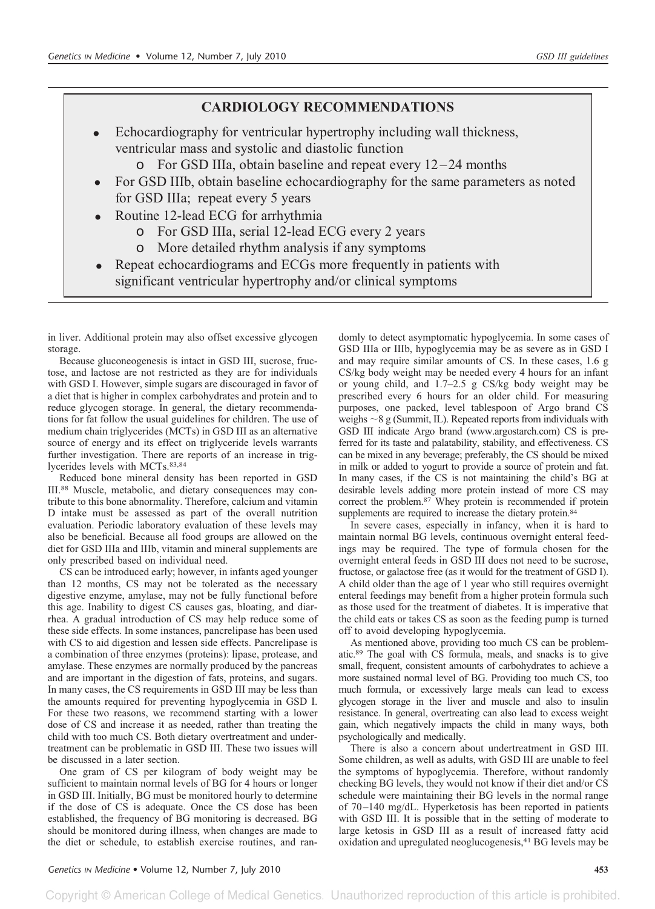## CARDIOLOGY RECOMMENDATIONS

- Echocardiography for ventricular hypertrophy including wall thickness, ventricular mass and systolic and diastolic function
  - For GSD IIIa, obtain baseline and repeat every 12–24 months
- For GSD IIIb, obtain baseline echocardiography for the same parameters as noted for GSD IIIa; repeat every 5 years
- Routine 12-lead ECG for arrhythmia
  - For GSD IIIa, serial 12-lead ECG every 2 years
  - More detailed rhythm analysis if any symptoms
- Repeat echocardiograms and ECGs more frequently in patients with significant ventricular hypertrophy and/or clinical symptoms

in liver. Additional protein may also offset excessive glycogen storage.

Because gluconeogenesis is intact in GSD III, sucrose, fructose, and lactose are not restricted as they are for individuals with GSD I. However, simple sugars are discouraged in favor of a diet that is higher in complex carbohydrates and protein and to reduce glycogen storage. In general, the dietary recommendations for fat follow the usual guidelines for children. The use of medium chain triglycerides (MCTs) in GSD III as an alternative source of energy and its effect on triglyceride levels warrants further investigation. There are reports of an increase in triglycerides levels with MCTs.[83,84]

Reduced bone mineral density has been reported in GSD III.[88] Muscle, metabolic, and dietary consequences may contribute to this bone abnormality. Therefore, calcium and vitamin D intake must be assessed as part of the overall nutrition evaluation. Periodic laboratory evaluation of these levels may also be beneficial. Because all food groups are allowed on the diet for GSD IIIa and IIIb, vitamin and mineral supplements are only prescribed based on individual need.

CS can be introduced early; however, in infants aged younger than 12 months, CS may not be tolerated as the necessary digestive enzyme, amylase, may not be fully functional before this age. Inability to digest CS causes gas, bloating, and diarrhea. A gradual introduction of CS may help reduce some of these side effects. In some instances, pancrelipase has been used with CS to aid digestion and lessen side effects. Pancrelipase is a combination of three enzymes (proteins): lipase, protease, and amylase. These enzymes are normally produced by the pancreas and are important in the digestion of fats, proteins, and sugars. In many cases, the CS requirements in GSD III may be less than the amounts required for preventing hypoglycemia in GSD I. For these two reasons, we recommend starting with a lower dose of CS and increase it as needed, rather than treating the child with too much CS. Both dietary overtreatment and undertreatment can be problematic in GSD III. These two issues will be discussed in a later section.

One gram of CS per kilogram of body weight may be sufficient to maintain normal levels of BG for 4 hours or longer in GSD III. Initially, BG must be monitored hourly to determine if the dose of CS is adequate. Once the CS dose has been established, the frequency of BG monitoring is decreased. BG should be monitored during illness, when changes are made to the diet or schedule, to establish exercise routines, and randomly to detect asymptomatic hypoglycemia. In some cases of GSD IIIa or IIIb, hypoglycemia may be as severe as in GSD I and may require similar amounts of CS. In these cases, 1.6 g CS/kg body weight may be needed every 4 hours for an infant or young child, and 1.7–2.5 g CS/kg body weight may be prescribed every 6 hours for an older child. For measuring purposes, one packed, level tablespoon of Argo brand CS weighs ~8 g (Summit, IL). Repeated reports from individuals with GSD III indicate Argo brand (www.argostarch.com) CS is preferred for its taste and palatability, stability, and effectiveness. CS can be mixed in any beverage; preferably, the CS should be mixed in milk or added to yogurt to provide a source of protein and fat. In many cases, if the CS is not maintaining the child's BG at desirable levels adding more protein instead of more CS may correct the problem.[87] Whey protein is recommended if protein supplements are required to increase the dietary protein.[84]

In severe cases, especially in infancy, when it is hard to maintain normal BG levels, continuous overnight enteral feedings may be required. The type of formula chosen for the overnight enteral feeds in GSD III does not need to be sucrose, fructose, or galactose free (as it would for the treatment of GSD I). A child older than the age of 1 year who still requires overnight enteral feedings may benefit from a higher protein formula such as those used for the treatment of diabetes. It is imperative that the child eats or takes CS as soon as the feeding pump is turned off to avoid developing hypoglycemia.

As mentioned above, providing too much CS can be problematic.[89] The goal with CS formula, meals, and snacks is to give small, frequent, consistent amounts of carbohydrates to achieve a more sustained normal level of BG. Providing too much CS, too much formula, or excessively large meals can lead to excess glycogen storage in the liver and muscle and also to insulin resistance. In general, overtreating can also lead to excess weight gain, which negatively impacts the child in many ways, both psychologically and medically.

There is also a concern about undertreatment in GSD III. Some children, as well as adults, with GSD III are unable to feel the symptoms of hypoglycemia. Therefore, without randomly checking BG levels, they would not know if their diet and/or CS schedule were maintaining their BG levels in the normal range of 70–140 mg/dL. Hyperketosis has been reported in patients with GSD III. It is possible that in the setting of moderate to large ketosis in GSD III as a result of increased fatty acid oxidation and upregulated neoglucogenesis,[41] BG levels may be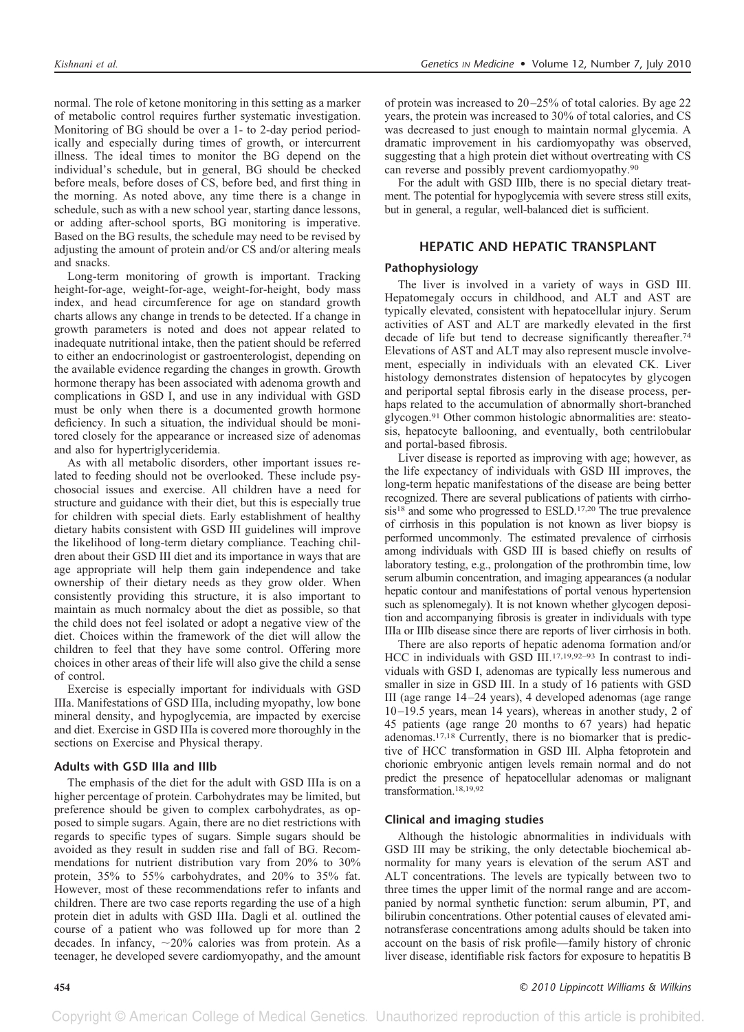normal. The role of ketone monitoring in this setting as a marker of metabolic control requires further systematic investigation. Monitoring of BG should be over a 1- to 2-day period periodically and especially during times of growth, or intercurrent illness. The ideal times to monitor the BG depend on the individual's schedule, but in general, BG should be checked before meals, before doses of CS, before bed, and first thing in the morning. As noted above, any time there is a change in schedule, such as with a new school year, starting dance lessons, or adding after-school sports, BG monitoring is imperative. Based on the BG results, the schedule may need to be revised by adjusting the amount of protein and/or CS and/or altering meals and snacks.

Long-term monitoring of growth is important. Tracking height-for-age, weight-for-age, weight-for-height, body mass index, and head circumference for age on standard growth charts allows any change in trends to be detected. If a change in growth parameters is noted and does not appear related to inadequate nutritional intake, then the patient should be referred to either an endocrinologist or gastroenterologist, depending on the available evidence regarding the changes in growth. Growth hormone therapy has been associated with adenoma growth and complications in GSD I, and use in any individual with GSD must be only when there is a documented growth hormone deficiency. In such a situation, the individual should be monitored closely for the appearance or increased size of adenomas and also for hypertriglyceridemia.

As with all metabolic disorders, other important issues related to feeding should not be overlooked. These include psychosocial issues and exercise. All children have a need for structure and guidance with their diet, but this is especially true for children with special diets. Early establishment of healthy dietary habits consistent with GSD III guidelines will improve the likelihood of long-term dietary compliance. Teaching children about their GSD III diet and its importance in ways that are age appropriate will help them gain independence and take ownership of their dietary needs as they grow older. When consistently providing this structure, it is also important to maintain as much normalcy about the diet as possible, so that the child does not feel isolated or adopt a negative view of the diet. Choices within the framework of the diet will allow the children to feel that they have some control. Offering more choices in other areas of their life will also give the child a sense of control.

Exercise is especially important for individuals with GSD IIIa. Manifestations of GSD IIIa, including myopathy, low bone mineral density, and hypoglycemia, are impacted by exercise and diet. Exercise in GSD IIIa is covered more thoroughly in the sections on Exercise and Physical therapy.

### Adults with GSD IIIa and IIIb

The emphasis of the diet for the adult with GSD IIIa is on a higher percentage of protein. Carbohydrates may be limited, but preference should be given to complex carbohydrates, as opposed to simple sugars. Again, there are no diet restrictions with regards to specific types of sugars. Simple sugars should be avoided as they result in sudden rise and fall of BG. Recommendations for nutrient distribution vary from 20% to 30% protein, 35% to 55% carbohydrates, and 20% to 35% fat. However, most of these recommendations refer to infants and children. There are two case reports regarding the use of a high protein diet in adults with GSD IIIa. Dagli et al. outlined the course of a patient who was followed up for more than 2 decades. In infancy, ~20% calories was from protein. As a teenager, he developed severe cardiomyopathy, and the amount of protein was increased to 20–25% of total calories. By age 22 years, the protein was increased to 30% of total calories, and CS was decreased to just enough to maintain normal glycemia. A dramatic improvement in his cardiomyopathy was observed, suggesting that a high protein diet without overtreating with CS can reverse and possibly prevent cardiomyopathy.[90]

For the adult with GSD IIIb, there is no special dietary treatment. The potential for hypoglycemia with severe stress still exits, but in general, a regular, well-balanced diet is sufficient.

## HEPATIC AND HEPATIC TRANSPLANT

### Pathophysiology

The liver is involved in a variety of ways in GSD III. Hepatomegaly occurs in childhood, and ALT and AST are typically elevated, consistent with hepatocellular injury. Serum activities of AST and ALT are markedly elevated in the first decade of life but tend to decrease significantly thereafter.[74] Elevations of AST and ALT may also represent muscle involvement, especially in individuals with an elevated CK. Liver histology demonstrates distension of hepatocytes by glycogen and periportal septal fibrosis early in the disease process, perhaps related to the accumulation of abnormally short-branched glycogen.[91] Other common histologic abnormalities are: steatosis, hepatocyte ballooning, and eventually, both centrilobular and portal-based fibrosis.

Liver disease is reported as improving with age; however, as the life expectancy of individuals with GSD III improves, the long-term hepatic manifestations of the disease are being better recognized. There are several publications of patients with cirrhosis[18] and some who progressed to ESLD.[17,20] The true prevalence of cirrhosis in this population is not known as liver biopsy is performed uncommonly. The estimated prevalence of cirrhosis among individuals with GSD III is based chiefly on results of laboratory testing, e.g., prolongation of the prothrombin time, low serum albumin concentration, and imaging appearances (a nodular hepatic contour and manifestations of portal venous hypertension such as splenomegaly). It is not known whether glycogen deposition and accompanying fibrosis is greater in individuals with type IIIa or IIIb disease since there are reports of liver cirrhosis in both.

There are also reports of hepatic adenoma formation and/or HCC in individuals with GSD III.[17,19,92–93] In contrast to individuals with GSD I, adenomas are typically less numerous and smaller in size in GSD III. In a study of 16 patients with GSD III (age range 14–24 years), 4 developed adenomas (age range 10–19.5 years, mean 14 years), whereas in another study, 2 of 45 patients (age range 20 months to 67 years) had hepatic adenomas.[17,18] Currently, there is no biomarker that is predictive of HCC transformation in GSD III. Alpha fetoprotein and chorionic embryonic antigen levels remain normal and do not predict the presence of hepatocellular adenomas or malignant transformation.[18,19,92]

### Clinical and imaging studies

Although the histologic abnormalities in individuals with GSD III may be striking, the only detectable biochemical abnormality for many years is elevation of the serum AST and ALT concentrations. The levels are typically between two to three times the upper limit of the normal range and are accompanied by normal synthetic function: serum albumin, PT, and bilirubin concentrations. Other potential causes of elevated aminotransferase concentrations among adults should be taken into account on the basis of risk profile—family history of chronic liver disease, identifiable risk factors for exposure to hepatitis B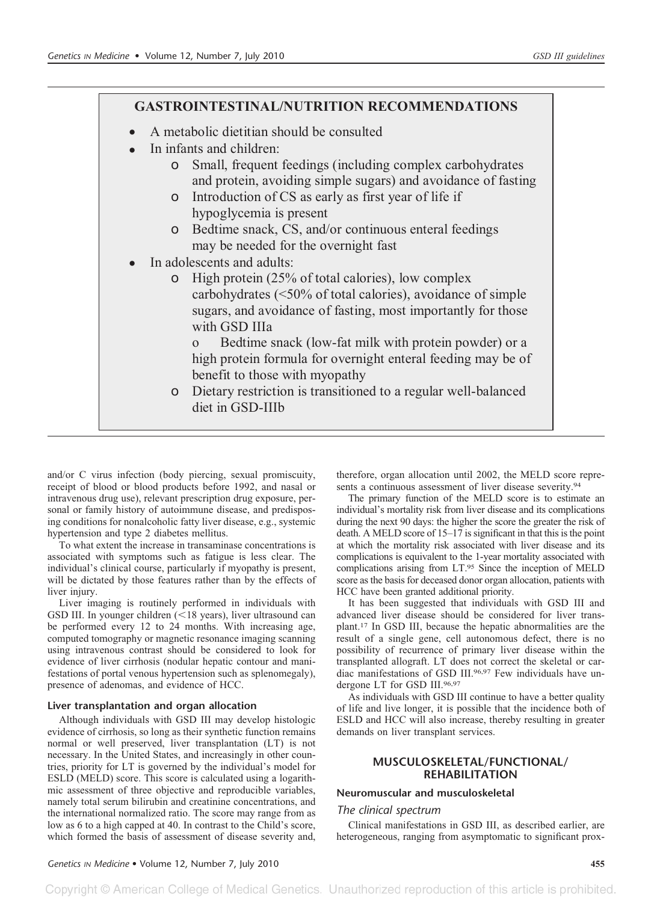## GASTROINTESTINAL/NUTRITION RECOMMENDATIONS

- A metabolic dietitian should be consulted
- In infants and children:
  - Small, frequent feedings (including complex carbohydrates and protein, avoiding simple sugars) and avoidance of fasting
  - Introduction of CS as early as first year of life if hypoglycemia is present
  - Bedtime snack, CS, and/or continuous enteral feedings may be needed for the overnight fast
- In adolescents and adults:
  - High protein (25% of total calories), low complex carbohydrates (<50% of total calories), avoidance of simple sugars, and avoidance of fasting, most importantly for those with GSD IIIa
    - Bedtime snack (low-fat milk with protein powder) or a high protein formula for overnight enteral feeding may be of benefit to those with myopathy
  - Dietary restriction is transitioned to a regular well-balanced diet in GSD-IIIb

and/or C virus infection (body piercing, sexual promiscuity, receipt of blood or blood products before 1992, and nasal or intravenous drug use), relevant prescription drug exposure, personal or family history of autoimmune disease, and predisposing conditions for nonalcoholic fatty liver disease, e.g., systemic hypertension and type 2 diabetes mellitus.

To what extent the increase in transaminase concentrations is associated with symptoms such as fatigue is less clear. The individual's clinical course, particularly if myopathy is present, will be dictated by those features rather than by the effects of liver injury.

Liver imaging is routinely performed in individuals with GSD III. In younger children (<18 years), liver ultrasound can be performed every 12 to 24 months. With increasing age, computed tomography or magnetic resonance imaging scanning using intravenous contrast should be considered to look for evidence of liver cirrhosis (nodular hepatic contour and manifestations of portal venous hypertension such as splenomegaly), presence of adenomas, and evidence of HCC.

### Liver transplantation and organ allocation

Although individuals with GSD III may develop histologic evidence of cirrhosis, so long as their synthetic function remains normal or well preserved, liver transplantation (LT) is not necessary. In the United States, and increasingly in other countries, priority for LT is governed by the individual's model for ESLD (MELD) score. This score is calculated using a logarithmic assessment of three objective and reproducible variables, namely total serum bilirubin and creatinine concentrations, and the international normalized ratio. The score may range from as low as 6 to a high capped at 40. In contrast to the Child's score, which formed the basis of assessment of disease severity and, therefore, organ allocation until 2002, the MELD score represents a continuous assessment of liver disease severity.[94]

The primary function of the MELD score is to estimate an individual's mortality risk from liver disease and its complications during the next 90 days: the higher the score the greater the risk of death. A MELD score of 15–17 is significant in that this is the point at which the mortality risk associated with liver disease and its complications is equivalent to the 1-year mortality associated with complications arising from LT.[95] Since the inception of MELD score as the basis for deceased donor organ allocation, patients with HCC have been granted additional priority.

It has been suggested that individuals with GSD III and advanced liver disease should be considered for liver transplant.[17] In GSD III, because the hepatic abnormalities are the result of a single gene, cell autonomous defect, there is no possibility of recurrence of primary liver disease within the transplanted allograft. LT does not correct the skeletal or cardiac manifestations of GSD III.[96,97] Few individuals have undergone LT for GSD III.[96,97]

As individuals with GSD III continue to have a better quality of life and live longer, it is possible that the incidence both of ESLD and HCC will also increase, thereby resulting in greater demands on liver transplant services.

## MUSCULOSKELETAL/FUNCTIONAL/REHABILITATION

### Neuromuscular and musculoskeletal

#### *The clinical spectrum*

Clinical manifestations in GSD III, as described earlier, are heterogeneous, ranging from asymptomatic to significant prox-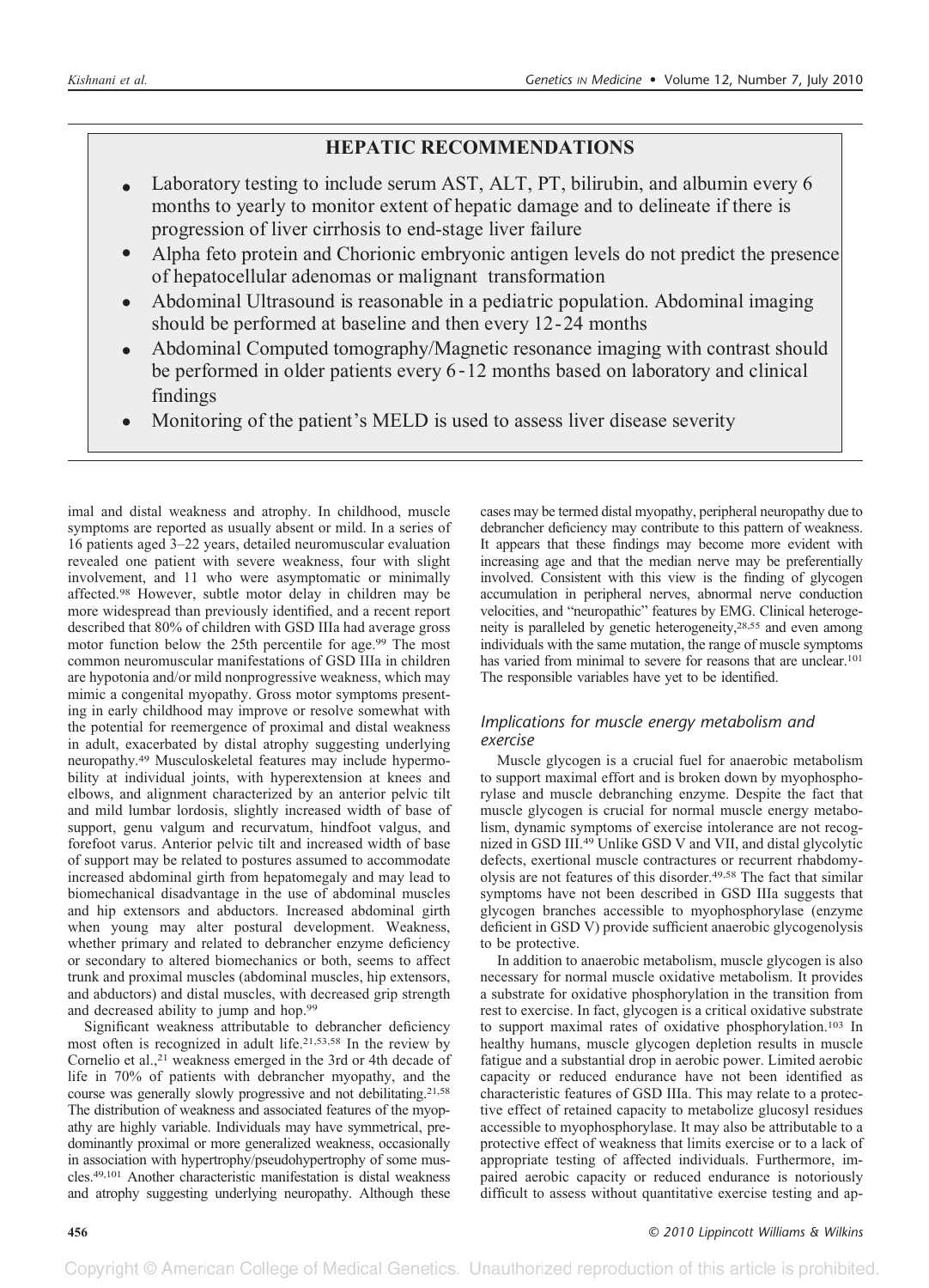## HEPATIC RECOMMENDATIONS

- Laboratory testing to include serum AST, ALT, PT, bilirubin, and albumin every 6 months to yearly to monitor extent of hepatic damage and to delineate if there is progression of liver cirrhosis to end-stage liver failure
- Alpha feto protein and Chorionic embryonic antigen levels do not predict the presence of hepatocellular adenomas or malignant transformation
- Abdominal Ultrasound is reasonable in a pediatric population. Abdominal imaging should be performed at baseline and then every 12-24 months
- Abdominal Computed tomography/Magnetic resonance imaging with contrast should be performed in older patients every 6-12 months based on laboratory and clinical findings
- Monitoring of the patient's MELD is used to assess liver disease severity

imal and distal weakness and atrophy. In childhood, muscle symptoms are reported as usually absent or mild. In a series of 16 patients aged 3–22 years, detailed neuromuscular evaluation revealed one patient with severe weakness, four with slight involvement, and 11 who were asymptomatic or minimally affected.[98] However, subtle motor delay in children may be more widespread than previously identified, and a recent report described that 80% of children with GSD IIIa had average gross motor function below the 25th percentile for age.[99] The most common neuromuscular manifestations of GSD IIIa in children are hypotonia and/or mild nonprogressive weakness, which may mimic a congenital myopathy. Gross motor symptoms presenting in early childhood may improve or resolve somewhat with the potential for reemergence of proximal and distal weakness in adult, exacerbated by distal atrophy suggesting underlying neuropathy.[49] Musculoskeletal features may include hypermobility at individual joints, with hyperextension at knees and elbows, and alignment characterized by an anterior pelvic tilt and mild lumbar lordosis, slightly increased width of base of support, genu valgum and recurvatum, hindfoot valgus, and forefoot varus. Anterior pelvic tilt and increased width of base of support may be related to postures assumed to accommodate increased abdominal girth from hepatomegaly and may lead to biomechanical disadvantage in the use of abdominal muscles and hip extensors and abductors. Increased abdominal girth when young may alter postural development. Weakness, whether primary and related to debrancher enzyme deficiency or secondary to altered biomechanics or both, seems to affect trunk and proximal muscles (abdominal muscles, hip extensors, and abductors) and distal muscles, with decreased grip strength and decreased ability to jump and hop.[99]

Significant weakness attributable to debrancher deficiency most often is recognized in adult life.[21,53,58] In the review by Cornelio et al.,[21] weakness emerged in the 3rd or 4th decade of life in 70% of patients with debrancher myopathy, and the course was generally slowly progressive and not debilitating.[21,58] The distribution of weakness and associated features of the myopathy are highly variable. Individuals may have symmetrical, predominantly proximal or more generalized weakness, occasionally in association with hypertrophy/pseudohypertrophy of some muscles.[49,101] Another characteristic manifestation is distal weakness and atrophy suggesting underlying neuropathy. Although these cases may be termed distal myopathy, peripheral neuropathy due to debrancher deficiency may contribute to this pattern of weakness. It appears that these findings may become more evident with increasing age and that the median nerve may be preferentially involved. Consistent with this view is the finding of glycogen accumulation in peripheral nerves, abnormal nerve conduction velocities, and "neuropathic" features by EMG. Clinical heterogeneity is paralleled by genetic heterogeneity,[28,55] and even among individuals with the same mutation, the range of muscle symptoms has varied from minimal to severe for reasons that are unclear.[101] The responsible variables have yet to be identified.

### *Implications for muscle energy metabolism and exercise*

Muscle glycogen is a crucial fuel for anaerobic metabolism to support maximal effort and is broken down by myophosphorylase and muscle debranching enzyme. Despite the fact that muscle glycogen is crucial for normal muscle energy metabolism, dynamic symptoms of exercise intolerance are not recognized in GSD III.[49] Unlike GSD V and VII, and distal glycolytic defects, exertional muscle contractures or recurrent rhabdomyolysis are not features of this disorder.[49,58] The fact that similar symptoms have not been described in GSD IIIa suggests that glycogen branches accessible to myophosphorylase (enzyme deficient in GSD V) provide sufficient anaerobic glycogenolysis to be protective.

In addition to anaerobic metabolism, muscle glycogen is also necessary for normal muscle oxidative metabolism. It provides a substrate for oxidative phosphorylation in the transition from rest to exercise. In fact, glycogen is a critical oxidative substrate to support maximal rates of oxidative phosphorylation.[103] In healthy humans, muscle glycogen depletion results in muscle fatigue and a substantial drop in aerobic power. Limited aerobic capacity or reduced endurance have not been identified as characteristic features of GSD IIIa. This may relate to a protective effect of retained capacity to metabolize glucosyl residues accessible to myophosphorylase. It may also be attributable to a protective effect of weakness that limits exercise or to a lack of appropriate testing of affected individuals. Furthermore, impaired aerobic capacity or reduced endurance is notoriously difficult to assess without quantitative exercise testing and ap-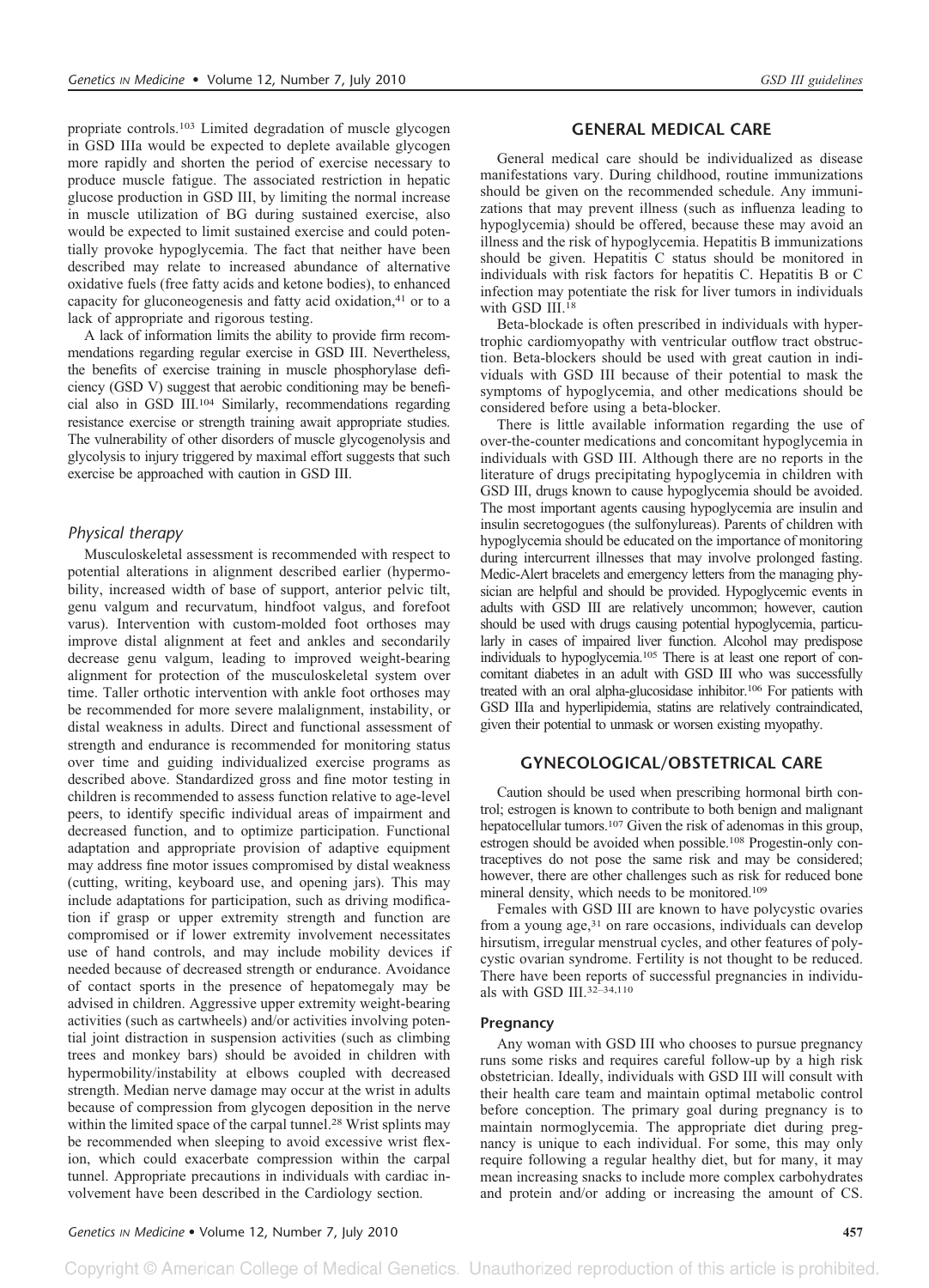propriate controls.[103] Limited degradation of muscle glycogen in GSD IIIa would be expected to deplete available glycogen more rapidly and shorten the period of exercise necessary to produce muscle fatigue. The associated restriction in hepatic glucose production in GSD III, by limiting the normal increase in muscle utilization of BG during sustained exercise, also would be expected to limit sustained exercise and could potentially provoke hypoglycemia. The fact that neither have been described may relate to increased abundance of alternative oxidative fuels (free fatty acids and ketone bodies), to enhanced capacity for gluconeogenesis and fatty acid oxidation,[41] or to a lack of appropriate and rigorous testing.

A lack of information limits the ability to provide firm recommendations regarding regular exercise in GSD III. Nevertheless, the benefits of exercise training in muscle phosphorylase deficiency (GSD V) suggest that aerobic conditioning may be beneficial also in GSD III.[104] Similarly, recommendations regarding resistance exercise or strength training await appropriate studies. The vulnerability of other disorders of muscle glycogenolysis and glycolysis to injury triggered by maximal effort suggests that such exercise be approached with caution in GSD III.

### *Physical therapy*

Musculoskeletal assessment is recommended with respect to potential alterations in alignment described earlier (hypermobility, increased width of base of support, anterior pelvic tilt, genu valgum and recurvatum, hindfoot valgus, and forefoot varus). Intervention with custom-molded foot orthoses may improve distal alignment at feet and ankles and secondarily decrease genu valgum, leading to improved weight-bearing alignment for protection of the musculoskeletal system over time. Taller orthotic intervention with ankle foot orthoses may be recommended for more severe malalignment, instability, or distal weakness in adults. Direct and functional assessment of strength and endurance is recommended for monitoring status over time and guiding individualized exercise programs as described above. Standardized gross and fine motor testing in children is recommended to assess function relative to age-level peers, to identify specific individual areas of impairment and decreased function, and to optimize participation. Functional adaptation and appropriate provision of adaptive equipment may address fine motor issues compromised by distal weakness (cutting, writing, keyboard use, and opening jars). This may include adaptations for participation, such as driving modification if grasp or upper extremity strength and function are compromised or if lower extremity involvement necessitates use of hand controls, and may include mobility devices if needed because of decreased strength or endurance. Avoidance of contact sports in the presence of hepatomegaly may be advised in children. Aggressive upper extremity weight-bearing activities (such as cartwheels) and/or activities involving potential joint distraction in suspension activities (such as climbing trees and monkey bars) should be avoided in children with hypermobility/instability at elbows coupled with decreased strength. Median nerve damage may occur at the wrist in adults because of compression from glycogen deposition in the nerve within the limited space of the carpal tunnel.[28] Wrist splints may be recommended when sleeping to avoid excessive wrist flexion, which could exacerbate compression within the carpal tunnel. Appropriate precautions in individuals with cardiac involvement have been described in the Cardiology section.

## GENERAL MEDICAL CARE

General medical care should be individualized as disease manifestations vary. During childhood, routine immunizations should be given on the recommended schedule. Any immunizations that may prevent illness (such as influenza leading to hypoglycemia) should be offered, because these may avoid an illness and the risk of hypoglycemia. Hepatitis B immunizations should be given. Hepatitis C status should be monitored in individuals with risk factors for hepatitis C. Hepatitis B or C infection may potentiate the risk for liver tumors in individuals with GSD III.[18]

Beta-blockade is often prescribed in individuals with hypertrophic cardiomyopathy with ventricular outflow tract obstruction. Beta-blockers should be used with great caution in individuals with GSD III because of their potential to mask the symptoms of hypoglycemia, and other medications should be considered before using a beta-blocker.

There is little available information regarding the use of over-the-counter medications and concomitant hypoglycemia in individuals with GSD III. Although there are no reports in the literature of drugs precipitating hypoglycemia in children with GSD III, drugs known to cause hypoglycemia should be avoided. The most important agents causing hypoglycemia are insulin and insulin secretogogues (the sulfonylureas). Parents of children with hypoglycemia should be educated on the importance of monitoring during intercurrent illnesses that may involve prolonged fasting. Medic-Alert bracelets and emergency letters from the managing physician are helpful and should be provided. Hypoglycemic events in adults with GSD III are relatively uncommon; however, caution should be used with drugs causing potential hypoglycemia, particularly in cases of impaired liver function. Alcohol may predispose individuals to hypoglycemia.[105] There is at least one report of concomitant diabetes in an adult with GSD III who was successfully treated with an oral alpha-glucosidase inhibitor.[106] For patients with GSD IIIa and hyperlipidemia, statins are relatively contraindicated, given their potential to unmask or worsen existing myopathy.

## GYNECOLOGICAL/OBSTETRICAL CARE

Caution should be used when prescribing hormonal birth control; estrogen is known to contribute to both benign and malignant hepatocellular tumors.[107] Given the risk of adenomas in this group, estrogen should be avoided when possible.[108] Progestin-only contraceptives do not pose the same risk and may be considered; however, there are other challenges such as risk for reduced bone mineral density, which needs to be monitored.[109]

Females with GSD III are known to have polycystic ovaries from a young age,[31] on rare occasions, individuals can develop hirsutism, irregular menstrual cycles, and other features of polycystic ovarian syndrome. Fertility is not thought to be reduced. There have been reports of successful pregnancies in individuals with GSD III.[32–34,110]

### Pregnancy

Any woman with GSD III who chooses to pursue pregnancy runs some risks and requires careful follow-up by a high risk obstetrician. Ideally, individuals with GSD III will consult with their health care team and maintain optimal metabolic control before conception. The primary goal during pregnancy is to maintain normoglycemia. The appropriate diet during pregnancy is unique to each individual. For some, this may only require following a regular healthy diet, but for many, it may mean increasing snacks to include more complex carbohydrates and protein and/or adding or increasing the amount of CS.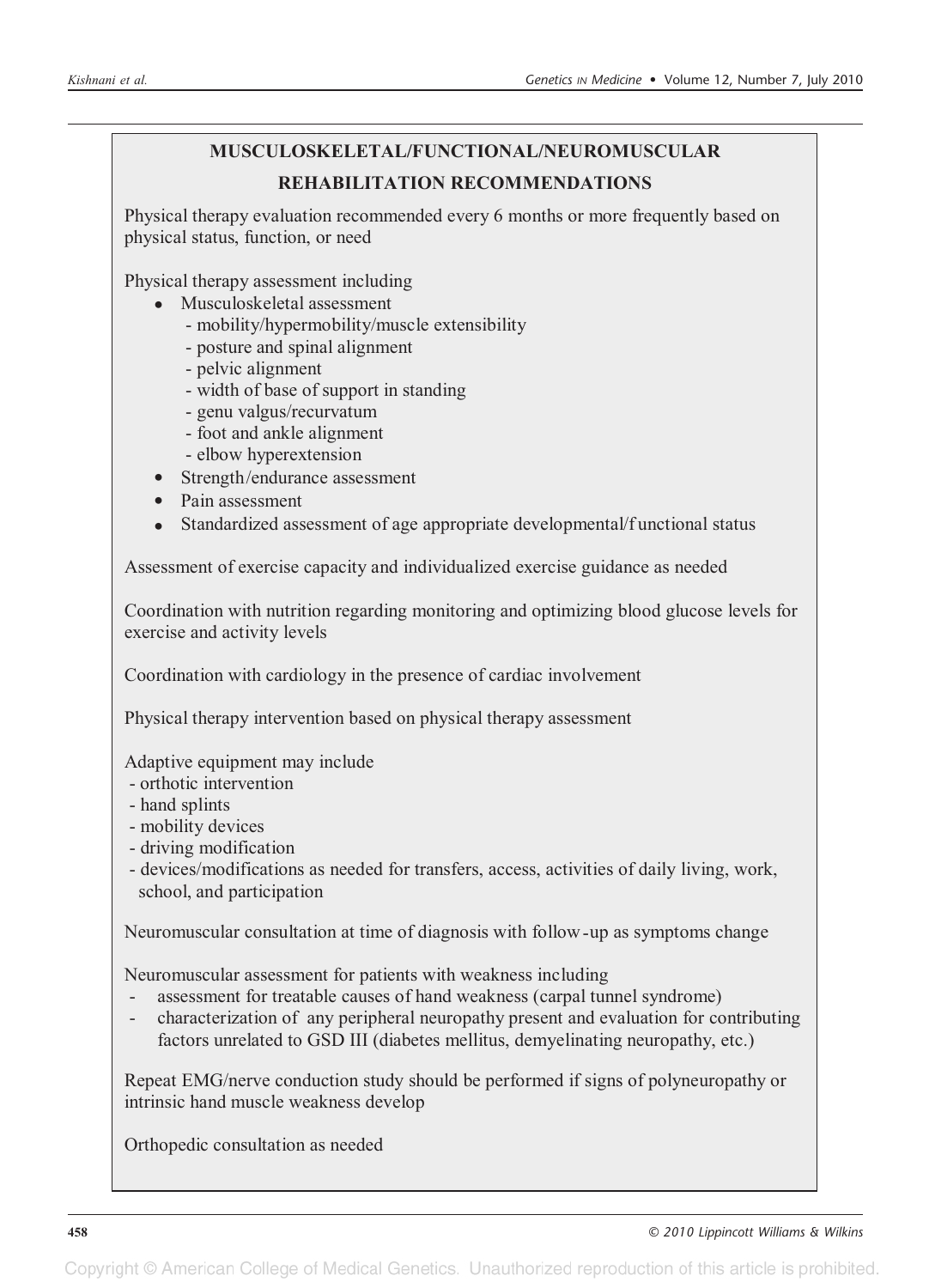## MUSCULOSKELETAL/FUNCTIONAL/NEUROMUSCULAR REHABILITATION RECOMMENDATIONS

Physical therapy evaluation recommended every 6 months or more frequently based on physical status, function, or need

Physical therapy assessment including

- Musculoskeletal assessment
  - mobility/hypermobility/muscle extensibility
  - posture and spinal alignment
  - pelvic alignment
  - width of base of support in standing
  - genu valgus/recurvatum
  - foot and ankle alignment
  - elbow hyperextension
- Strength/endurance assessment
- Pain assessment
- Standardized assessment of age appropriate developmental/functional status

Assessment of exercise capacity and individualized exercise guidance as needed

Coordination with nutrition regarding monitoring and optimizing blood glucose levels for exercise and activity levels

Coordination with cardiology in the presence of cardiac involvement

Physical therapy intervention based on physical therapy assessment

Adaptive equipment may include

- orthotic intervention
- hand splints
- mobility devices
- driving modification
- devices/modifications as needed for transfers, access, activities of daily living, work, school, and participation

Neuromuscular consultation at time of diagnosis with follow-up as symptoms change

Neuromuscular assessment for patients with weakness including

- assessment for treatable causes of hand weakness (carpal tunnel syndrome)
- characterization of any peripheral neuropathy present and evaluation for contributing factors unrelated to GSD III (diabetes mellitus, demyelinating neuropathy, etc.)

Repeat EMG/nerve conduction study should be performed if signs of polyneuropathy or intrinsic hand muscle weakness develop

Orthopedic consultation as needed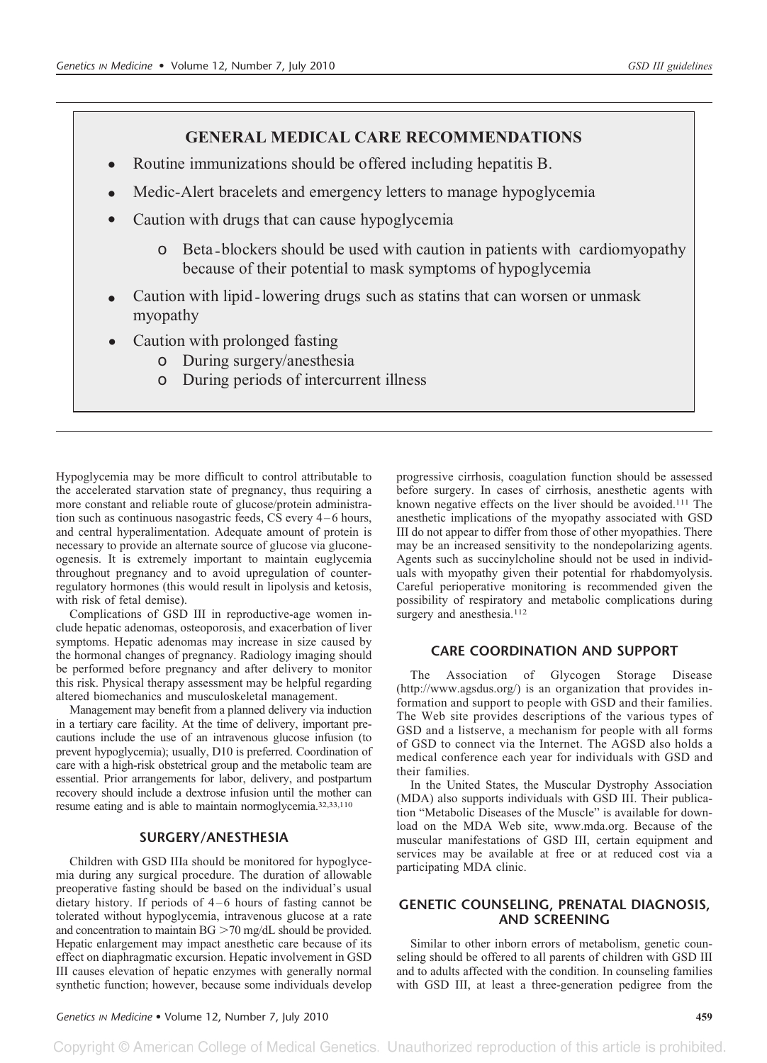## GENERAL MEDICAL CARE RECOMMENDATIONS

- Routine immunizations should be offered including hepatitis B.
- Medic-Alert bracelets and emergency letters to manage hypoglycemia
- Caution with drugs that can cause hypoglycemia
  - Beta-blockers should be used with caution in patients with cardiomyopathy because of their potential to mask symptoms of hypoglycemia
- Caution with lipid-lowering drugs such as statins that can worsen or unmask myopathy
- Caution with prolonged fasting
  - During surgery/anesthesia
  - During periods of intercurrent illness

Hypoglycemia may be more difficult to control attributable to the accelerated starvation state of pregnancy, thus requiring a more constant and reliable route of glucose/protein administration such as continuous nasogastric feeds, CS every 4–6 hours, and central hyperalimentation. Adequate amount of protein is necessary to provide an alternate source of glucose via gluconeogenesis. It is extremely important to maintain euglycemia throughout pregnancy and to avoid upregulation of counter-regulatory hormones (this would result in lipolysis and ketosis, with risk of fetal demise).

Complications of GSD III in reproductive-age women include hepatic adenomas, osteoporosis, and exacerbation of liver symptoms. Hepatic adenomas may increase in size caused by the hormonal changes of pregnancy. Radiology imaging should be performed before pregnancy and after delivery to monitor this risk. Physical therapy assessment may be helpful regarding altered biomechanics and musculoskeletal management.

Management may benefit from a planned delivery via induction in a tertiary care facility. At the time of delivery, important precautions include the use of an intravenous glucose infusion (to prevent hypoglycemia); usually, D10 is preferred. Coordination of care with a high-risk obstetrical group and the metabolic team are essential. Prior arrangements for labor, delivery, and postpartum recovery should include a dextrose infusion until the mother can resume eating and is able to maintain normoglycemia.[32,33,110]

### SURGERY/ANESTHESIA

Children with GSD IIIa should be monitored for hypoglycemia during any surgical procedure. The duration of allowable preoperative fasting should be based on the individual's usual dietary history. If periods of 4–6 hours of fasting cannot be tolerated without hypoglycemia, intravenous glucose at a rate and concentration to maintain BG >70 mg/dL should be provided. Hepatic enlargement may impact anesthetic care because of its effect on diaphragmatic excursion. Hepatic involvement in GSD III causes elevation of hepatic enzymes with generally normal synthetic function; however, because some individuals develop progressive cirrhosis, coagulation function should be assessed before surgery. In cases of cirrhosis, anesthetic agents with known negative effects on the liver should be avoided.[111] The anesthetic implications of the myopathy associated with GSD III do not appear to differ from those of other myopathies. There may be an increased sensitivity to the nondepolarizing agents. Agents such as succinylcholine should not be used in individuals with myopathy given their potential for rhabdomyolysis. Careful perioperative monitoring is recommended given the possibility of respiratory and metabolic complications during surgery and anesthesia.[112]

### CARE COORDINATION AND SUPPORT

The Association of Glycogen Storage Disease (http://www.agsdus.org/) is an organization that provides information and support to people with GSD and their families. The Web site provides descriptions of the various types of GSD and a listserve, a mechanism for people with all forms of GSD to connect via the Internet. The AGSD also holds a medical conference each year for individuals with GSD and their families.

In the United States, the Muscular Dystrophy Association (MDA) also supports individuals with GSD III. Their publication "Metabolic Diseases of the Muscle" is available for download on the MDA Web site, www.mda.org. Because of the muscular manifestations of GSD III, certain equipment and services may be available at free or at reduced cost via a participating MDA clinic.

### GENETIC COUNSELING, PRENATAL DIAGNOSIS, AND SCREENING

Similar to other inborn errors of metabolism, genetic counseling should be offered to all parents of children with GSD III and to adults affected with the condition. In counseling families with GSD III, at least a three-generation pedigree from the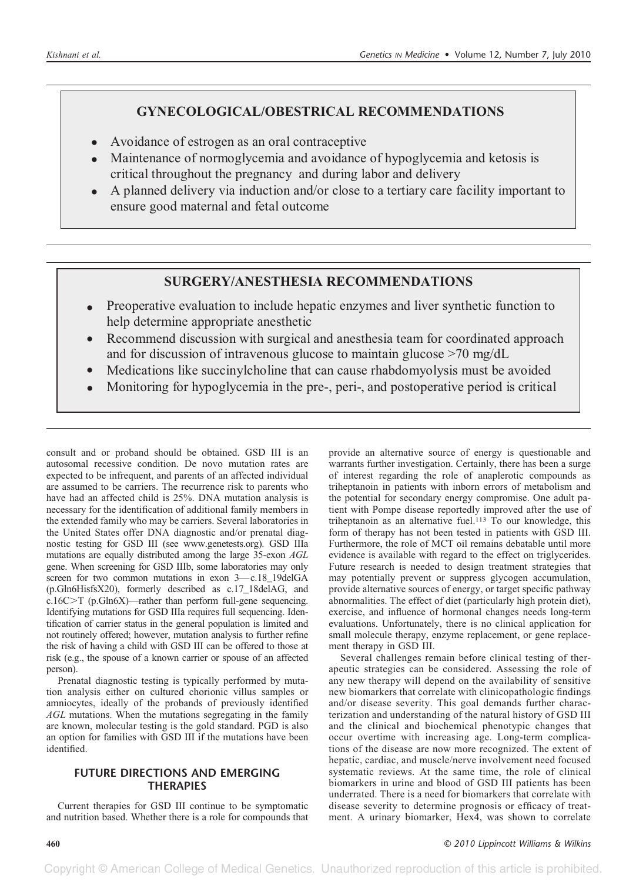## GYNECOLOGICAL/OBESTRICAL RECOMMENDATIONS

- Avoidance of estrogen as an oral contraceptive
- Maintenance of normoglycemia and avoidance of hypoglycemia and ketosis is critical throughout the pregnancy and during labor and delivery
- A planned delivery via induction and/or close to a tertiary care facility important to ensure good maternal and fetal outcome

## SURGERY/ANESTHESIA RECOMMENDATIONS

- Preoperative evaluation to include hepatic enzymes and liver synthetic function to help determine appropriate anesthetic
- Recommend discussion with surgical and anesthesia team for coordinated approach and for discussion of intravenous glucose to maintain glucose >70 mg/dL
- Medications like succinylcholine that can cause rhabdomyolysis must be avoided
- Monitoring for hypoglycemia in the pre-, peri-, and postoperative period is critical

consult and or proband should be obtained. GSD III is an autosomal recessive condition. De novo mutation rates are expected to be infrequent, and parents of an affected individual are assumed to be carriers. The recurrence risk to parents who have had an affected child is 25%. DNA mutation analysis is necessary for the identification of additional family members in the extended family who may be carriers. Several laboratories in the United States offer DNA diagnostic and/or prenatal diagnostic testing for GSD III (see www.genetests.org). GSD IIIa mutations are equally distributed among the large 35-exon *AGL* gene. When screening for GSD IIIb, some laboratories may only screen for two common mutations in exon 3—c.18_19delGA (p.Gln6HisfsX20), formerly described as c.17_18delAG, and c.16C>T (p.Gln6X)—rather than perform full-gene sequencing. Identifying mutations for GSD IIIa requires full sequencing. Identification of carrier status in the general population is limited and not routinely offered; however, mutation analysis to further refine the risk of having a child with GSD III can be offered to those at risk (e.g., the spouse of a known carrier or spouse of an affected person).

Prenatal diagnostic testing is typically performed by mutation analysis either on cultured chorionic villus samples or amniocytes, ideally of the probands of previously identified *AGL* mutations. When the mutations segregating in the family are known, molecular testing is the gold standard. PGD is also an option for families with GSD III if the mutations have been identified.

## FUTURE DIRECTIONS AND EMERGING THERAPIES

Current therapies for GSD III continue to be symptomatic and nutrition based. Whether there is a role for compounds that provide an alternative source of energy is questionable and warrants further investigation. Certainly, there has been a surge of interest regarding the role of anaplerotic compounds as triheptanoin in patients with inborn errors of metabolism and the potential for secondary energy compromise. One adult patient with Pompe disease reportedly improved after the use of triheptanoin as an alternative fuel.[113] To our knowledge, this form of therapy has not been tested in patients with GSD III. Furthermore, the role of MCT oil remains debatable until more evidence is available with regard to the effect on triglycerides. Future research is needed to design treatment strategies that may potentially prevent or suppress glycogen accumulation, provide alternative sources of energy, or target specific pathway abnormalities. The effect of diet (particularly high protein diet), exercise, and influence of hormonal changes needs long-term evaluations. Unfortunately, there is no clinical application for small molecule therapy, enzyme replacement, or gene replacement therapy in GSD III.

Several challenges remain before clinical testing of therapeutic strategies can be considered. Assessing the role of any new therapy will depend on the availability of sensitive new biomarkers that correlate with clinicopathologic findings and/or disease severity. This goal demands further characterization and understanding of the natural history of GSD III and the clinical and biochemical phenotypic changes that occur overtime with increasing age. Long-term complications of the disease are now more recognized. The extent of hepatic, cardiac, and muscle/nerve involvement need focused systematic reviews. At the same time, the role of clinical biomarkers in urine and blood of GSD III patients has been underrated. There is a need for biomarkers that correlate with disease severity to determine prognosis or efficacy of treatment. A urinary biomarker, Hex4, was shown to correlate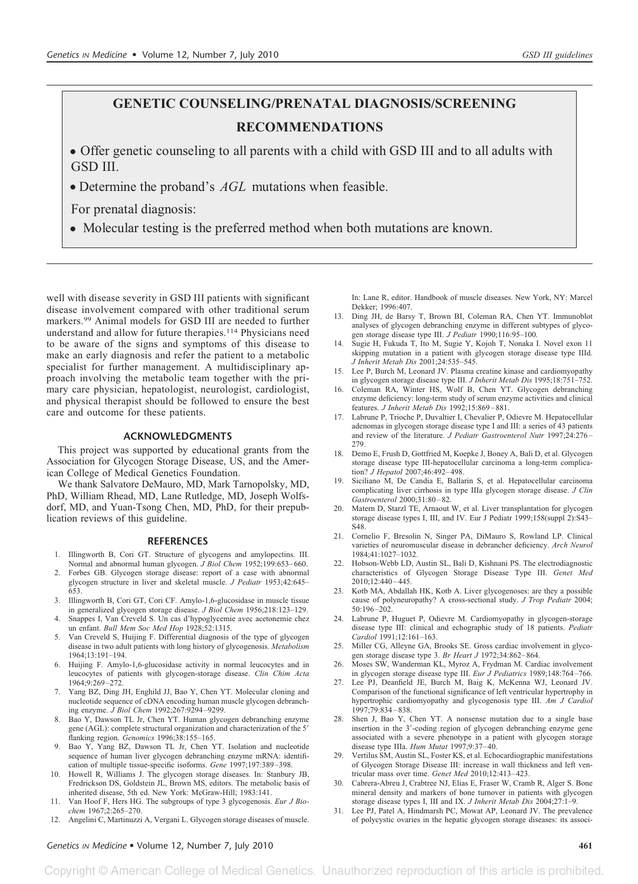## GENETIC COUNSELING/PRENATAL DIAGNOSIS/SCREENING RECOMMENDATIONS

- Offer genetic counseling to all parents with a child with GSD III and to all adults with GSD III.
- Determine the proband's *AGL* mutations when feasible.

For prenatal diagnosis:

- Molecular testing is the preferred method when both mutations are known.

well with disease severity in GSD III patients with significant disease involvement compared with other traditional serum markers.[99] Animal models for GSD III are needed to further understand and allow for future therapies.[114] Physicians need to be aware of the signs and symptoms of this disease to make an early diagnosis and refer the patient to a metabolic specialist for further management. A multidisciplinary approach involving the metabolic team together with the primary care physician, hepatologist, neurologist, cardiologist, and physical therapist should be followed to ensure the best care and outcome for these patients.

### ACKNOWLEDGMENTS

This project was supported by educational grants from the Association for Glycogen Storage Disease, US, and the American College of Medical Genetics Foundation.

We thank Salvatore DeMauro, MD, Mark Tarnopolsky, MD, PhD, William Rhead, MD, Lane Rutledge, MD, Joseph Wolfsdorf, MD, and Yuan-Tsong Chen, MD, PhD, for their prepublication reviews of this guideline.

### REFERENCES

1. Illingworth B, Cori GT. Structure of glycogens and amylopectins. III. Normal and abnormal human glycogen. *J Biol Chem* 1952;199:653–660.
2. Forbes GB. Glycogen storage disease: report of a case with abnormal glycogen structure in liver and skeletal muscle. *J Pediatr* 1953;42:645–653.
3. Illingworth B, Cori GT, Cori CF. Amylo-1,6-glucosidase in muscle tissue in generalized glycogen storage disease. *J Biol Chem* 1956;218:123–129.
4. Snappes I, Van Creveld S. Un cas d'hypoglycemie avec acetonemie chez un enfant. *Bull Mem Soc Med Hop* 1928;52:1315.
5. Van Creveld S, Huijing F. Differential diagnosis of the type of glycogen disease in two adult patients with long history of glycogenosis. *Metabolism* 1964;13:191–194.
6. Huijing F. Amylo-1,6-glucosidase activity in normal leucocytes and in leucocytes of patients with glycogen-storage disease. *Clin Chim Acta* 1964;9:269–272.
7. Yang BZ, Ding JH, Enghild JJ, Bao Y, Chen YT. Molecular cloning and nucleotide sequence of cDNA encoding human muscle glycogen debranching enzyme. *J Biol Chem* 1992;267:9294–9299.
8. Bao Y, Dawson TL Jr, Chen YT. Human glycogen debranching enzyme gene (AGL): complete structural organization and characterization of the 5′ flanking region. *Genomics* 1996;38:155–165.
9. Bao Y, Yang BZ, Dawson TL Jr, Chen YT. Isolation and nucleotide sequence of human liver glycogen debranching enzyme mRNA: identification of multiple tissue-specific isoforms. *Gene* 1997;197:389–398.
10. Howell R, Williams J. The glycogen storage diseases. In: Stanbury JB, Fredrickson DS, Goldstein JL, Brown MS, editors. The metabolic basis of inherited disease, 5th ed. New York: McGraw-Hill; 1983:141.
11. Van Hoof F, Hers HG. The subgroups of type 3 glycogenosis. *Eur J Biochem* 1967;2:265–270.
12. Angelini C, Martinuzzi A, Vergani L. Glycogen storage diseases of muscle. In: Lane R, editor. Handbook of muscle diseases. New York, NY: Marcel Dekker; 1996:407.
13. Ding JH, de Barsy T, Brown BI, Coleman RA, Chen YT. Immunoblot analyses of glycogen debranching enzyme in different subtypes of glycogen storage disease type III. *J Pediatr* 1990;116:95–100.
14. Sugie H, Fukuda T, Ito M, Sugie Y, Kojoh T, Nonaka I. Novel exon 11 skipping mutation in a patient with glycogen storage disease type IIId. *J Inherit Metab Dis* 2001;24:535–545.
15. Lee P, Burch M, Leonard JV. Plasma creatine kinase and cardiomyopathy in glycogen storage disease type III. *J Inherit Metab Dis* 1995;18:751–752.
16. Coleman RA, Winter HS, Wolf B, Chen YT. Glycogen debranching enzyme deficiency: long-term study of serum enzyme activities and clinical features. *J Inherit Metab Dis* 1992;15:869–881.
17. Labrune P, Trioche P, Duvaltier I, Chevalier P, Odievre M. Hepatocellular adenomas in glycogen storage disease type I and III: a series of 43 patients and review of the literature. *J Pediatr Gastroenterol Nutr* 1997;24:276–279.
18. Demo E, Frush D, Gottfried M, Koepke J, Boney A, Bali D, et al. Glycogen storage disease type III-hepatocellular carcinoma a long-term complication? *J Hepatol* 2007;46:492–498.
19. Siciliano M, De Candia E, Ballarin S, et al. Hepatocellular carcinoma complicating liver cirrhosis in type IIIa glycogen storage disease. *J Clin Gastroenterol* 2000;31:80–82.
20. Matern D, Starzl TE, Arnaout W, et al. Liver transplantation for glycogen storage disease types I, III, and IV. Eur J Pediatr 1999;158(suppl 2):S43–S48.
21. Cornelio F, Bresolin N, Singer PA, DiMauro S, Rowland LP. Clinical varieties of neuromuscular disease in debrancher deficiency. *Arch Neurol* 1984;41:1027–1032.
22. Hobson-Webb LD, Austin SL, Bali D, Kishnani PS. The electrodiagnostic characteristics of Glycogen Storage Disease Type III. *Genet Med* 2010;12:440–445.
23. Kotb MA, Abdallah HK, Kotb A. Liver glycogenoses: are they a possible cause of polyneuropathy? A cross-sectional study. *J Trop Pediatr* 2004;50:196–202.
24. Labrune P, Huguet P, Odievre M. Cardiomyopathy in glycogen-storage disease type III: clinical and echographic study of 18 patients. *Pediatr Cardiol* 1991;12:161–163.
25. Miller CG, Alleyne GA, Brooks SE. Gross cardiac involvement in glycogen storage disease type 3. *Br Heart J* 1972;34:862–864.
26. Moses SW, Wanderman KL, Myroz A, Frydman M. Cardiac involvement in glycogen storage disease type III. *Eur J Pediatrics* 1989;148:764–766.
27. Lee PJ, Deanfield JE, Burch M, Baig K, McKenna WJ, Leonard JV. Comparison of the functional significance of left ventricular hypertrophy in hypertrophic cardiomyopathy and glycogenosis type III. *Am J Cardiol* 1997;79:834–838.
28. Shen J, Bao Y, Chen YT. A nonsense mutation due to a single base insertion in the 3′-coding region of glycogen debranching enzyme gene associated with a severe phenotype in a patient with glycogen storage disease type IIIa. *Hum Mutat* 1997;9:37–40.
29. Vertilus SM, Austin SL, Foster KS, et al. Echocardiographic manifestations of Glycogen Storage Disease III: increase in wall thickness and left ventricular mass over time. *Genet Med* 2010;12:413–423.
30. Cabrera-Abreu J, Crabtree NJ, Elias E, Fraser W, Cramb R, Alger S. Bone mineral density and markers of bone turnover in patients with glycogen storage disease types I, III and IX. *J Inherit Metab Dis* 2004;27:1–9.
31. Lee PJ, Patel A, Hindmarsh PC, Mowat AP, Leonard JV. The prevalence of polycystic ovaries in the hepatic glycogen storage diseases: its associ-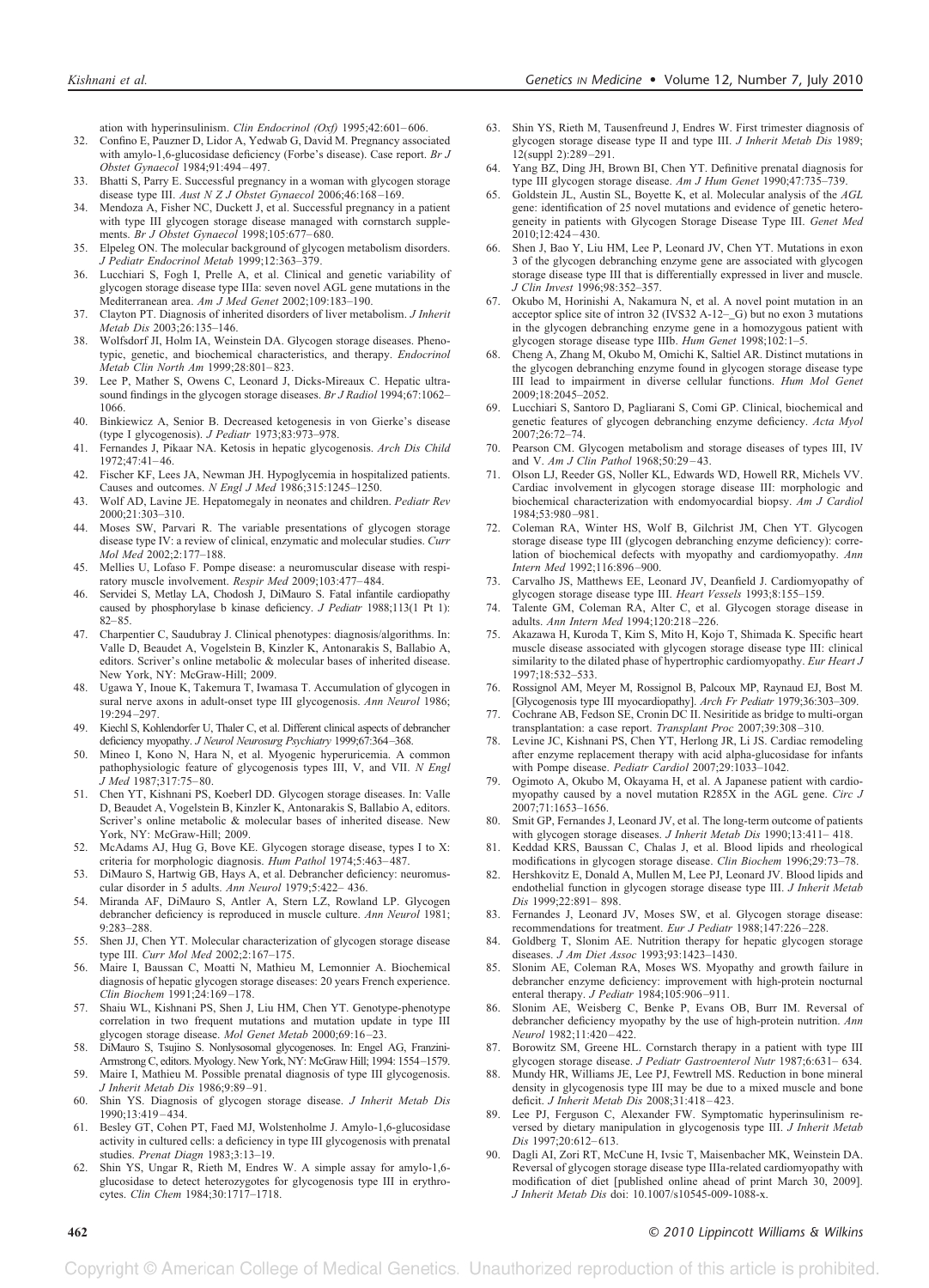ation with hyperinsulinism. *Clin Endocrinol (Oxf)* 1995;42:601–606.

32. Confino E, Pauzner D, Lidor A, Yedwab G, David M. Pregnancy associated with amylo-1,6-glucosidase deficiency (Forbe's disease). Case report. *Br J Obstet Gynaecol* 1984;91:494–497.
33. Bhatti S, Parry E. Successful pregnancy in a woman with glycogen storage disease type III. *Aust N Z J Obstet Gynaecol* 2006;46:168–169.
34. Mendoza A, Fisher NC, Duckett J, et al. Successful pregnancy in a patient with type III glycogen storage disease managed with cornstarch supplements. *Br J Obstet Gynaecol* 1998;105:677–680.
35. Elpeleg ON. The molecular background of glycogen metabolism disorders. *J Pediatr Endocrinol Metab* 1999;12:363–379.
36. Lucchiari S, Fogh I, Prelle A, et al. Clinical and genetic variability of glycogen storage disease type IIIa: seven novel AGL gene mutations in the Mediterranean area. *Am J Med Genet* 2002;109:183–190.
37. Clayton PT. Diagnosis of inherited disorders of liver metabolism. *J Inherit Metab Dis* 2003;26:135–146.
38. Wolfsdorf JI, Holm IA, Weinstein DA. Glycogen storage diseases. Phenotypic, genetic, and biochemical characteristics, and therapy. *Endocrinol Metab Clin North Am* 1999;28:801–823.
39. Lee P, Mather S, Owens C, Leonard J, Dicks-Mireaux C. Hepatic ultrasound findings in the glycogen storage diseases. *Br J Radiol* 1994;67:1062–1066.
40. Binkiewicz A, Senior B. Decreased ketogenesis in von Gierke's disease (type I glycogenosis). *J Pediatr* 1973;83:973–978.
41. Fernandes J, Pikaar NA. Ketosis in hepatic glycogenosis. *Arch Dis Child* 1972;47:41–46.
42. Fischer KF, Lees JA, Newman JH. Hypoglycemia in hospitalized patients. Causes and outcomes. *N Engl J Med* 1986;315:1245–1250.
43. Wolf AD, Lavine JE. Hepatomegaly in neonates and children. *Pediatr Rev* 2000;21:303–310.
44. Moses SW, Parvari R. The variable presentations of glycogen storage disease type IV: a review of clinical, enzymatic and molecular studies. *Curr Mol Med* 2002;2:177–188.
45. Mellies U, Lofaso F. Pompe disease: a neuromuscular disease with respiratory muscle involvement. *Respir Med* 2009;103:477–484.
46. Servidei S, Metlay LA, Chodosh J, DiMauro S. Fatal infantile cardiopathy caused by phosphorylase b kinase deficiency. *J Pediatr* 1988;113(1 Pt 1): 82–85.
47. Charpentier C, Saudubray J. Clinical phenotypes: diagnosis/algorithms. In: Valle D, Beaudet A, Vogelstein B, Kinzler K, Antonarakis S, Ballabio A, editors. Scriver's online metabolic & molecular bases of inherited disease. New York, NY: McGraw-Hill; 2009.
48. Ugawa Y, Inoue K, Takemura T, Iwamasa T. Accumulation of glycogen in sural nerve axons in adult-onset type III glycogenosis. *Ann Neurol* 1986; 19:294–297.
49. Kiechl S, Kohlendorfer U, Thaler C, et al. Different clinical aspects of debrancher deficiency myopathy. *J Neurol Neurosurg Psychiatry* 1999;67:364–368.
50. Mineo I, Kono N, Hara N, et al. Myogenic hyperuricemia. A common pathophysiologic feature of glycogenosis types III, V, and VII. *N Engl J Med* 1987;317:75–80.
51. Chen YT, Kishnani PS, Koeberl DD. Glycogen storage diseases. In: Valle D, Beaudet A, Vogelstein B, Kinzler K, Antonarakis S, Ballabio A, editors. Scriver's online metabolic & molecular bases of inherited disease. New York, NY: McGraw-Hill; 2009.
52. McAdams AJ, Hug G, Bove KE. Glycogen storage disease, types I to X: criteria for morphologic diagnosis. *Hum Pathol* 1974;5:463–487.
53. DiMauro S, Hartwig GB, Hays A, et al. Debrancher deficiency: neuromuscular disorder in 5 adults. *Ann Neurol* 1979;5:422–436.
54. Miranda AF, DiMauro S, Antler A, Stern LZ, Rowland LP. Glycogen debrancher deficiency is reproduced in muscle culture. *Ann Neurol* 1981; 9:283–288.
55. Shen JJ, Chen YT. Molecular characterization of glycogen storage disease type III. *Curr Mol Med* 2002;2:167–175.
56. Maire I, Baussan C, Moatti N, Mathieu M, Lemonnier A. Biochemical diagnosis of hepatic glycogen storage diseases: 20 years French experience. *Clin Biochem* 1991;24:169–178.
57. Shaiu WL, Kishnani PS, Shen J, Liu HM, Chen YT. Genotype-phenotype correlation in two frequent mutations and mutation update in type III glycogen storage disease. *Mol Genet Metab* 2000;69:16–23.
58. DiMauro S, Tsujino S. Nonlysosomal glycogenoses. In: Engel AG, Franzini-Armstrong C, editors. Myology. New York, NY: McGraw Hill; 1994: 1554–1579.
59. Maire I, Mathieu M. Possible prenatal diagnosis of type III glycogenosis. *J Inherit Metab Dis* 1986;9:89–91.
60. Shin YS. Diagnosis of glycogen storage disease. *J Inherit Metab Dis* 1990;13:419–434.
61. Besley GT, Cohen PT, Faed MJ, Wolstenholme J. Amylo-1,6-glucosidase activity in cultured cells: a deficiency in type III glycogenosis with prenatal studies. *Prenat Diagn* 1983;3:13–19.
62. Shin YS, Ungar R, Rieth M, Endres W. A simple assay for amylo-1,6-glucosidase to detect heterozygotes for glycogenosis type III in erythrocytes. *Clin Chem* 1984;30:1717–1718.
63. Shin YS, Rieth M, Tausenfreund J, Endres W. First trimester diagnosis of glycogen storage disease type II and type III. *J Inherit Metab Dis* 1989; 12(suppl 2):289–291.
64. Yang BZ, Ding JH, Brown BI, Chen YT. Definitive prenatal diagnosis for type III glycogen storage disease. *Am J Hum Genet* 1990;47:735–739.
65. Goldstein JL, Austin SL, Boyette K, et al. Molecular analysis of the *AGL* gene: identification of 25 novel mutations and evidence of genetic heterogeneity in patients with Glycogen Storage Disease Type III. *Genet Med* 2010;12:424–430.
66. Shen J, Bao Y, Liu HM, Lee P, Leonard JV, Chen YT. Mutations in exon 3 of the glycogen debranching enzyme gene are associated with glycogen storage disease type III that is differentially expressed in liver and muscle. *J Clin Invest* 1996;98:352–357.
67. Okubo M, Horinishi A, Nakamura N, et al. A novel point mutation in an acceptor splice site of intron 32 (IVS32 A-12–_G) but no exon 3 mutations in the glycogen debranching enzyme gene in a homozygous patient with glycogen storage disease type IIIb. *Hum Genet* 1998;102:1–5.
68. Cheng A, Zhang M, Okubo M, Omichi K, Saltiel AR. Distinct mutations in the glycogen debranching enzyme found in glycogen storage disease type III lead to impairment in diverse cellular functions. *Hum Mol Genet* 2009;18:2045–2052.
69. Lucchiari S, Santoro D, Pagliarani S, Comi GP. Clinical, biochemical and genetic features of glycogen debranching enzyme deficiency. *Acta Myol* 2007;26:72–74.
70. Pearson CM. Glycogen metabolism and storage diseases of types III, IV and V. *Am J Clin Pathol* 1968;50:29–43.
71. Olson LJ, Reeder GS, Noller KL, Edwards WD, Howell RR, Michels VV. Cardiac involvement in glycogen storage disease III: morphologic and biochemical characterization with endomyocardial biopsy. *Am J Cardiol* 1984;53:980–981.
72. Coleman RA, Winter HS, Wolf B, Gilchrist JM, Chen YT. Glycogen storage disease type III (glycogen debranching enzyme deficiency): correlation of biochemical defects with myopathy and cardiomyopathy. *Ann Intern Med* 1992;116:896–900.
73. Carvalho JS, Matthews EE, Leonard JV, Deanfield J. Cardiomyopathy of glycogen storage disease type III. *Heart Vessels* 1993;8:155–159.
74. Talente GM, Coleman RA, Alter C, et al. Glycogen storage disease in adults. *Ann Intern Med* 1994;120:218–226.
75. Akazawa H, Kuroda T, Kim S, Mito H, Kojo T, Shimada K. Specific heart muscle disease associated with glycogen storage disease type III: clinical similarity to the dilated phase of hypertrophic cardiomyopathy. *Eur Heart J* 1997;18:532–533.
76. Rossignol AM, Meyer M, Rossignol B, Palcoux MP, Raynaud EJ, Bost M. [Glycogenosis type III myocardiopathy]. *Arch Fr Pediatr* 1979;36:303–309.
77. Cochrane AB, Fedson SE, Cronin DC II. Nesiritide as bridge to multi-organ transplantation: a case report. *Transplant Proc* 2007;39:308–310.
78. Levine JC, Kishnani PS, Chen YT, Herlong JR, Li JS. Cardiac remodeling after enzyme replacement therapy with acid alpha-glucosidase for infants with Pompe disease. *Pediatr Cardiol* 2007;29:1033–1042.
79. Ogimoto A, Okubo M, Okayama H, et al. A Japanese patient with cardiomyopathy caused by a novel mutation R285X in the AGL gene. *Circ J* 2007;71:1653–1656.
80. Smit GP, Fernandes J, Leonard JV, et al. The long-term outcome of patients with glycogen storage diseases. *J Inherit Metab Dis* 1990;13:411–418.
81. Keddad KRS, Baussan C, Chalas J, et al. Blood lipids and rheological modifications in glycogen storage disease. *Clin Biochem* 1996;29:73–78.
82. Hershkovitz E, Donald A, Mullen M, Lee PJ, Leonard JV. Blood lipids and endothelial function in glycogen storage disease type III. *J Inherit Metab Dis* 1999;22:891–898.
83. Fernandes J, Leonard JV, Moses SW, et al. Glycogen storage disease: recommendations for treatment. *Eur J Pediatr* 1988;147:226–228.
84. Goldberg T, Slonim AE. Nutrition therapy for hepatic glycogen storage diseases. *J Am Diet Assoc* 1993;93:1423–1430.
85. Slonim AE, Coleman RA, Moses WS. Myopathy and growth failure in debrancher enzyme deficiency: improvement with high-protein nocturnal enteral therapy. *J Pediatr* 1984;105:906–911.
86. Slonim AE, Weisberg C, Benke P, Evans OB, Burr IM. Reversal of debrancher deficiency myopathy by the use of high-protein nutrition. *Ann Neurol* 1982;11:420–422.
87. Borowitz SM, Greene HL. Cornstarch therapy in a patient with type III glycogen storage disease. *J Pediatr Gastroenterol Nutr* 1987;6:631–634.
88. Mundy HR, Williams JE, Lee PJ, Fewtrell MS. Reduction in bone mineral density in glycogenosis type III may be due to a mixed muscle and bone deficit. *J Inherit Metab Dis* 2008;31:418–423.
89. Lee PJ, Ferguson C, Alexander FW. Symptomatic hyperinsulinism reversed by dietary manipulation in glycogenosis type III. *J Inherit Metab Dis* 1997;20:612–613.
90. Dagli AI, Zori RT, McCune H, Ivsic T, Maisenbacher MK, Weinstein DA. Reversal of glycogen storage disease type IIIa-related cardiomyopathy with modification of diet [published online ahead of print March 30, 2009]. *J Inherit Metab Dis* doi: 10.1007/s10545-009-1088-x.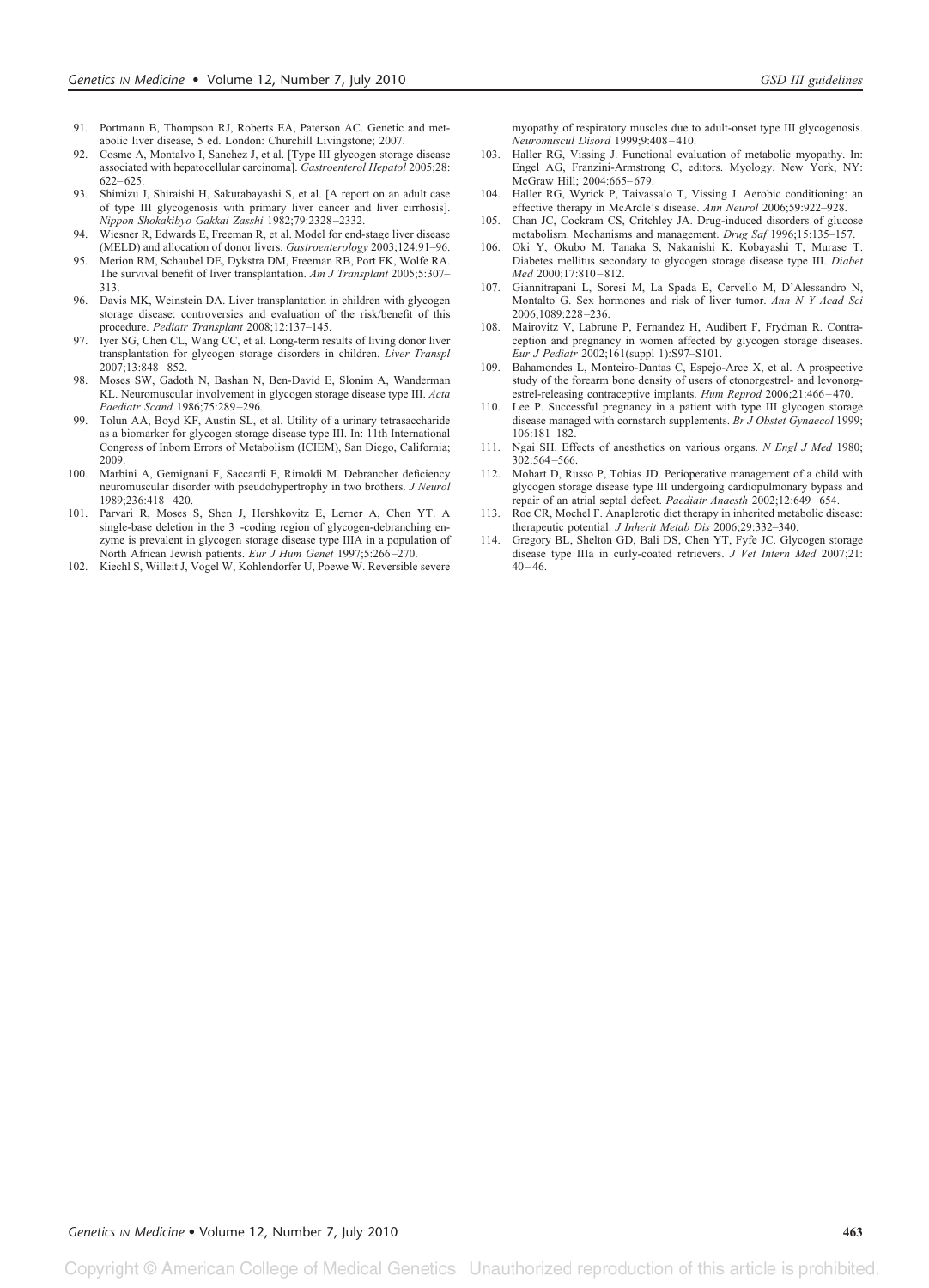91. Portmann B, Thompson RJ, Roberts EA, Paterson AC. Genetic and metabolic liver disease, 5 ed. London: Churchill Livingstone; 2007.
92. Cosme A, Montalvo I, Sanchez J, et al. [Type III glycogen storage disease associated with hepatocellular carcinoma]. *Gastroenterol Hepatol* 2005;28: 622–625.
93. Shimizu J, Shiraishi H, Sakurabayashi S, et al. [A report on an adult case of type III glycogenosis with primary liver cancer and liver cirrhosis]. *Nippon Shokakibyo Gakkai Zasshi* 1982;79:2328–2332.
94. Wiesner R, Edwards E, Freeman R, et al. Model for end-stage liver disease (MELD) and allocation of donor livers. *Gastroenterology* 2003;124:91–96.
95. Merion RM, Schaubel DE, Dykstra DM, Freeman RB, Port FK, Wolfe RA. The survival benefit of liver transplantation. *Am J Transplant* 2005;5:307–313.
96. Davis MK, Weinstein DA. Liver transplantation in children with glycogen storage disease: controversies and evaluation of the risk/benefit of this procedure. *Pediatr Transplant* 2008;12:137–145.
97. Iyer SG, Chen CL, Wang CC, et al. Long-term results of living donor liver transplantation for glycogen storage disorders in children. *Liver Transpl* 2007;13:848–852.
98. Moses SW, Gadoth N, Bashan N, Ben-David E, Slonim A, Wanderman KL. Neuromuscular involvement in glycogen storage disease type III. *Acta Paediatr Scand* 1986;75:289–296.
99. Tolun AA, Boyd KF, Austin SL, et al. Utility of a urinary tetrasaccharide as a biomarker for glycogen storage disease type III. In: 11th International Congress of Inborn Errors of Metabolism (ICIEM), San Diego, California; 2009.
100. Marbini A, Gemignani F, Saccardi F, Rimoldi M. Debrancher deficiency neuromuscular disorder with pseudohypertrophy in two brothers. *J Neurol* 1989;236:418–420.
101. Parvari R, Moses S, Shen J, Hershkovitz E, Lerner A, Chen YT. A single-base deletion in the 3_-coding region of glycogen-debranching enzyme is prevalent in glycogen storage disease type IIIA in a population of North African Jewish patients. *Eur J Hum Genet* 1997;5:266–270.
102. Kiechl S, Willeit J, Vogel W, Kohlendorfer U, Poewe W. Reversible severe myopathy of respiratory muscles due to adult-onset type III glycogenosis. *Neuromuscul Disord* 1999;9:408–410.
103. Haller RG, Vissing J. Functional evaluation of metabolic myopathy. In: Engel AG, Franzini-Armstrong C, editors. Myology. New York, NY: McGraw Hill; 2004:665–679.
104. Haller RG, Wyrick P, Taivassalo T, Vissing J. Aerobic conditioning: an effective therapy in McArdle's disease. *Ann Neurol* 2006;59:922–928.
105. Chan JC, Cockram CS, Critchley JA. Drug-induced disorders of glucose metabolism. Mechanisms and management. *Drug Saf* 1996;15:135–157.
106. Oki Y, Okubo M, Tanaka S, Nakanishi K, Kobayashi T, Murase T. Diabetes mellitus secondary to glycogen storage disease type III. *Diabet Med* 2000;17:810–812.
107. Giannitrapani L, Soresi M, La Spada E, Cervello M, D'Alessandro N, Montalto G. Sex hormones and risk of liver tumor. *Ann N Y Acad Sci* 2006;1089:228–236.
108. Mairovitz V, Labrune P, Fernandez H, Audibert F, Frydman R. Contraception and pregnancy in women affected by glycogen storage diseases. *Eur J Pediatr* 2002;161(suppl 1):S97–S101.
109. Bahamondes L, Monteiro-Dantas C, Espejo-Arce X, et al. A prospective study of the forearm bone density of users of etonorgestrel- and levonorgestrel-releasing contraceptive implants. *Hum Reprod* 2006;21:466–470.
110. Lee P. Successful pregnancy in a patient with type III glycogen storage disease managed with cornstarch supplements. *Br J Obstet Gynaecol* 1999; 106:181–182.
111. Ngai SH. Effects of anesthetics on various organs. *N Engl J Med* 1980; 302:564–566.
112. Mohart D, Russo P, Tobias JD. Perioperative management of a child with glycogen storage disease type III undergoing cardiopulmonary bypass and repair of an atrial septal defect. *Paediatr Anaesth* 2002;12:649–654.
113. Roe CR, Mochel F. Anaplerotic diet therapy in inherited metabolic disease: therapeutic potential. *J Inherit Metab Dis* 2006;29:332–340.
114. Gregory BL, Shelton GD, Bali DS, Chen YT, Fyfe JC. Glycogen storage disease type IIIa in curly-coated retrievers. *J Vet Intern Med* 2007;21: 40–46.